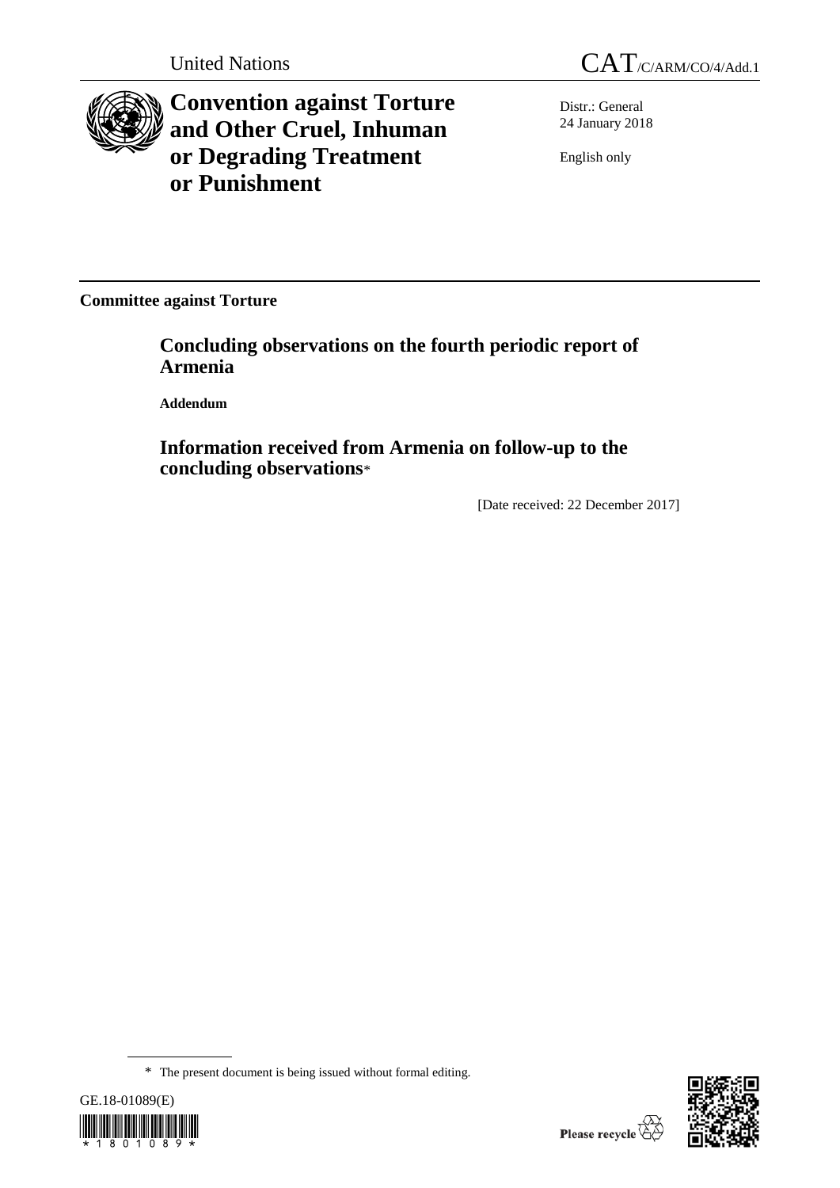United Nations

CAT/C/ARM/CO/4/Add.1

# Convention against Torture and Other Cruel, Inhuman or Degrading Treatment or Punishment

Distr.: General
24 January 2018

English only

**Committee against Torture**

## Concluding observations on the fourth periodic report of Armenia

**Addendum**

## Information received from Armenia on follow-up to the concluding observations*

[Date received: 22 December 2017]

\* The present document is being issued without formal editing.

GE.18-01089(E)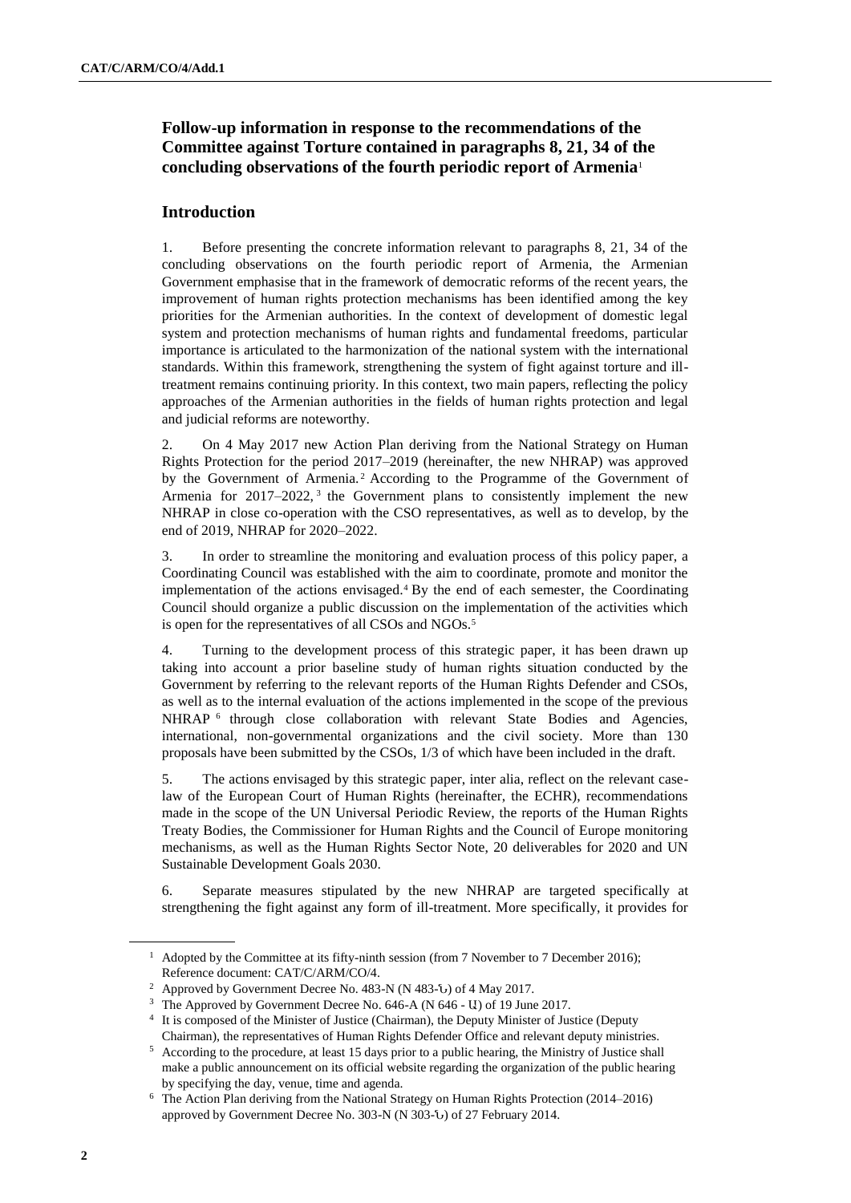## Follow-up information in response to the recommendations of the Committee against Torture contained in paragraphs 8, 21, 34 of the concluding observations of the fourth periodic report of Armenia[1]

### Introduction

1. Before presenting the concrete information relevant to paragraphs 8, 21, 34 of the concluding observations on the fourth periodic report of Armenia, the Armenian Government emphasise that in the framework of democratic reforms of the recent years, the improvement of human rights protection mechanisms has been identified among the key priorities for the Armenian authorities. In the context of development of domestic legal system and protection mechanisms of human rights and fundamental freedoms, particular importance is articulated to the harmonization of the national system with the international standards. Within this framework, strengthening the system of fight against torture and ill-treatment remains continuing priority. In this context, two main papers, reflecting the policy approaches of the Armenian authorities in the fields of human rights protection and legal and judicial reforms are noteworthy.

2. On 4 May 2017 new Action Plan deriving from the National Strategy on Human Rights Protection for the period 2017–2019 (hereinafter, the new NHRAP) was approved by the Government of Armenia.[2] According to the Programme of the Government of Armenia for 2017–2022,[3] the Government plans to consistently implement the new NHRAP in close co-operation with the CSO representatives, as well as to develop, by the end of 2019, NHRAP for 2020–2022.

3. In order to streamline the monitoring and evaluation process of this policy paper, a Coordinating Council was established with the aim to coordinate, promote and monitor the implementation of the actions envisaged.[4] By the end of each semester, the Coordinating Council should organize a public discussion on the implementation of the activities which is open for the representatives of all CSOs and NGOs.[5]

4. Turning to the development process of this strategic paper, it has been drawn up taking into account a prior baseline study of human rights situation conducted by the Government by referring to the relevant reports of the Human Rights Defender and CSOs, as well as to the internal evaluation of the actions implemented in the scope of the previous NHRAP[6] through close collaboration with relevant State Bodies and Agencies, international, non-governmental organizations and the civil society. More than 130 proposals have been submitted by the CSOs, 1/3 of which have been included in the draft.

5. The actions envisaged by this strategic paper, inter alia, reflect on the relevant case-law of the European Court of Human Rights (hereinafter, the ECHR), recommendations made in the scope of the UN Universal Periodic Review, the reports of the Human Rights Treaty Bodies, the Commissioner for Human Rights and the Council of Europe monitoring mechanisms, as well as the Human Rights Sector Note, 20 deliverables for 2020 and UN Sustainable Development Goals 2030.

6. Separate measures stipulated by the new NHRAP are targeted specifically at strengthening the fight against any form of ill-treatment. More specifically, it provides for

---

[1] Adopted by the Committee at its fifty-ninth session (from 7 November to 7 December 2016); Reference document: CAT/C/ARM/CO/4.

[2] Approved by Government Decree No. 483-N (N 483-Ն) of 4 May 2017.

[3] The Approved by Government Decree No. 646-A (N 646 - Ա) of 19 June 2017.

[4] It is composed of the Minister of Justice (Chairman), the Deputy Minister of Justice (Deputy Chairman), the representatives of Human Rights Defender Office and relevant deputy ministries.

[5] According to the procedure, at least 15 days prior to a public hearing, the Ministry of Justice shall make a public announcement on its official website regarding the organization of the public hearing by specifying the day, venue, time and agenda.

[6] The Action Plan deriving from the National Strategy on Human Rights Protection (2014–2016) approved by Government Decree No. 303-N (N 303-Ն) of 27 February 2014.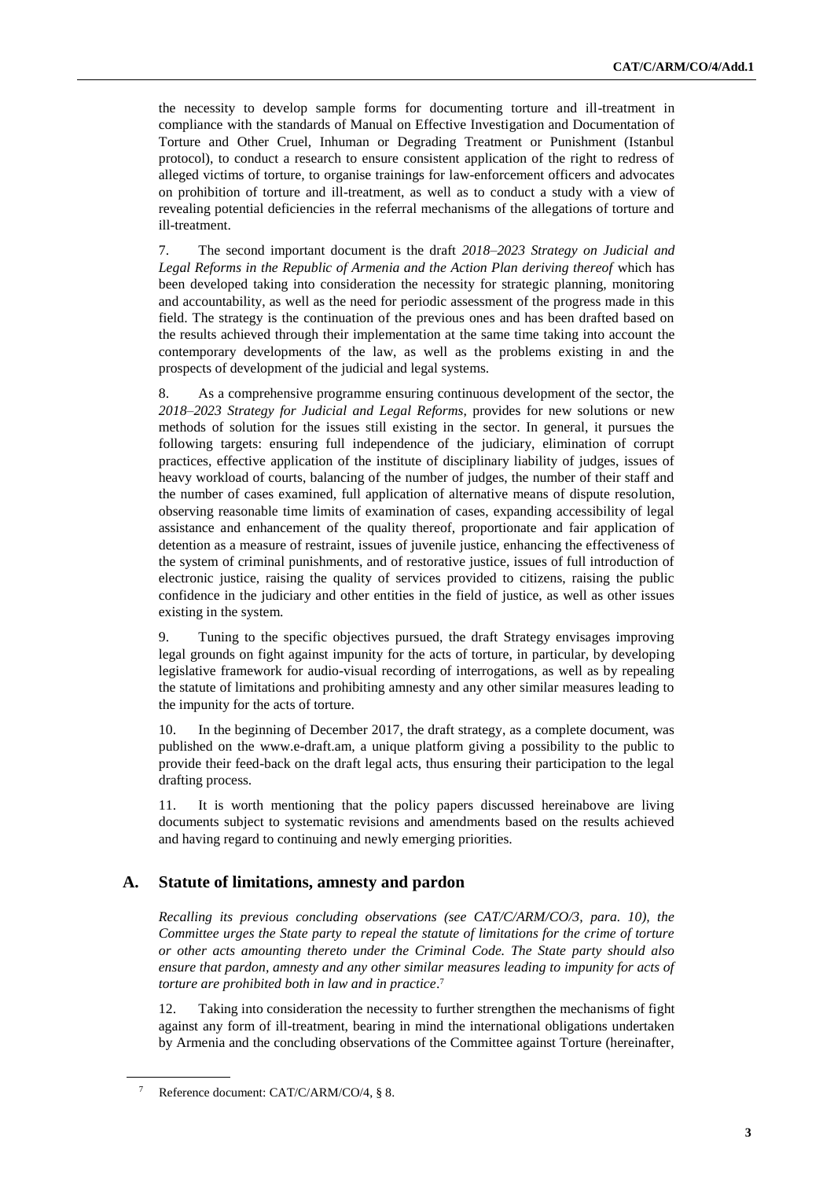the necessity to develop sample forms for documenting torture and ill-treatment in compliance with the standards of Manual on Effective Investigation and Documentation of Torture and Other Cruel, Inhuman or Degrading Treatment or Punishment (Istanbul protocol), to conduct a research to ensure consistent application of the right to redress of alleged victims of torture, to organise trainings for law-enforcement officers and advocates on prohibition of torture and ill-treatment, as well as to conduct a study with a view of revealing potential deficiencies in the referral mechanisms of the allegations of torture and ill-treatment.

7. The second important document is the draft *2018–2023 Strategy on Judicial and Legal Reforms in the Republic of Armenia and the Action Plan deriving thereof* which has been developed taking into consideration the necessity for strategic planning, monitoring and accountability, as well as the need for periodic assessment of the progress made in this field. The strategy is the continuation of the previous ones and has been drafted based on the results achieved through their implementation at the same time taking into account the contemporary developments of the law, as well as the problems existing in and the prospects of development of the judicial and legal systems.

8. As a comprehensive programme ensuring continuous development of the sector, the *2018–2023 Strategy for Judicial and Legal Reforms*, provides for new solutions or new methods of solution for the issues still existing in the sector. In general, it pursues the following targets: ensuring full independence of the judiciary, elimination of corrupt practices, effective application of the institute of disciplinary liability of judges, issues of heavy workload of courts, balancing of the number of judges, the number of their staff and the number of cases examined, full application of alternative means of dispute resolution, observing reasonable time limits of examination of cases, expanding accessibility of legal assistance and enhancement of the quality thereof, proportionate and fair application of detention as a measure of restraint, issues of juvenile justice, enhancing the effectiveness of the system of criminal punishments, and of restorative justice, issues of full introduction of electronic justice, raising the quality of services provided to citizens, raising the public confidence in the judiciary and other entities in the field of justice, as well as other issues existing in the system.

9. Tuning to the specific objectives pursued, the draft Strategy envisages improving legal grounds on fight against impunity for the acts of torture, in particular, by developing legislative framework for audio-visual recording of interrogations, as well as by repealing the statute of limitations and prohibiting amnesty and any other similar measures leading to the impunity for the acts of torture.

10. In the beginning of December 2017, the draft strategy, as a complete document, was published on the www.e-draft.am, a unique platform giving a possibility to the public to provide their feed-back on the draft legal acts, thus ensuring their participation to the legal drafting process.

11. It is worth mentioning that the policy papers discussed hereinabove are living documents subject to systematic revisions and amendments based on the results achieved and having regard to continuing and newly emerging priorities.

## A. Statute of limitations, amnesty and pardon

*Recalling its previous concluding observations (see CAT/C/ARM/CO/3, para. 10), the Committee urges the State party to repeal the statute of limitations for the crime of torture or other acts amounting thereto under the Criminal Code. The State party should also ensure that pardon, amnesty and any other similar measures leading to impunity for acts of torture are prohibited both in law and in practice*.[7]

12. Taking into consideration the necessity to further strengthen the mechanisms of fight against any form of ill-treatment, bearing in mind the international obligations undertaken by Armenia and the concluding observations of the Committee against Torture (hereinafter,

[7] Reference document: CAT/C/ARM/CO/4, § 8.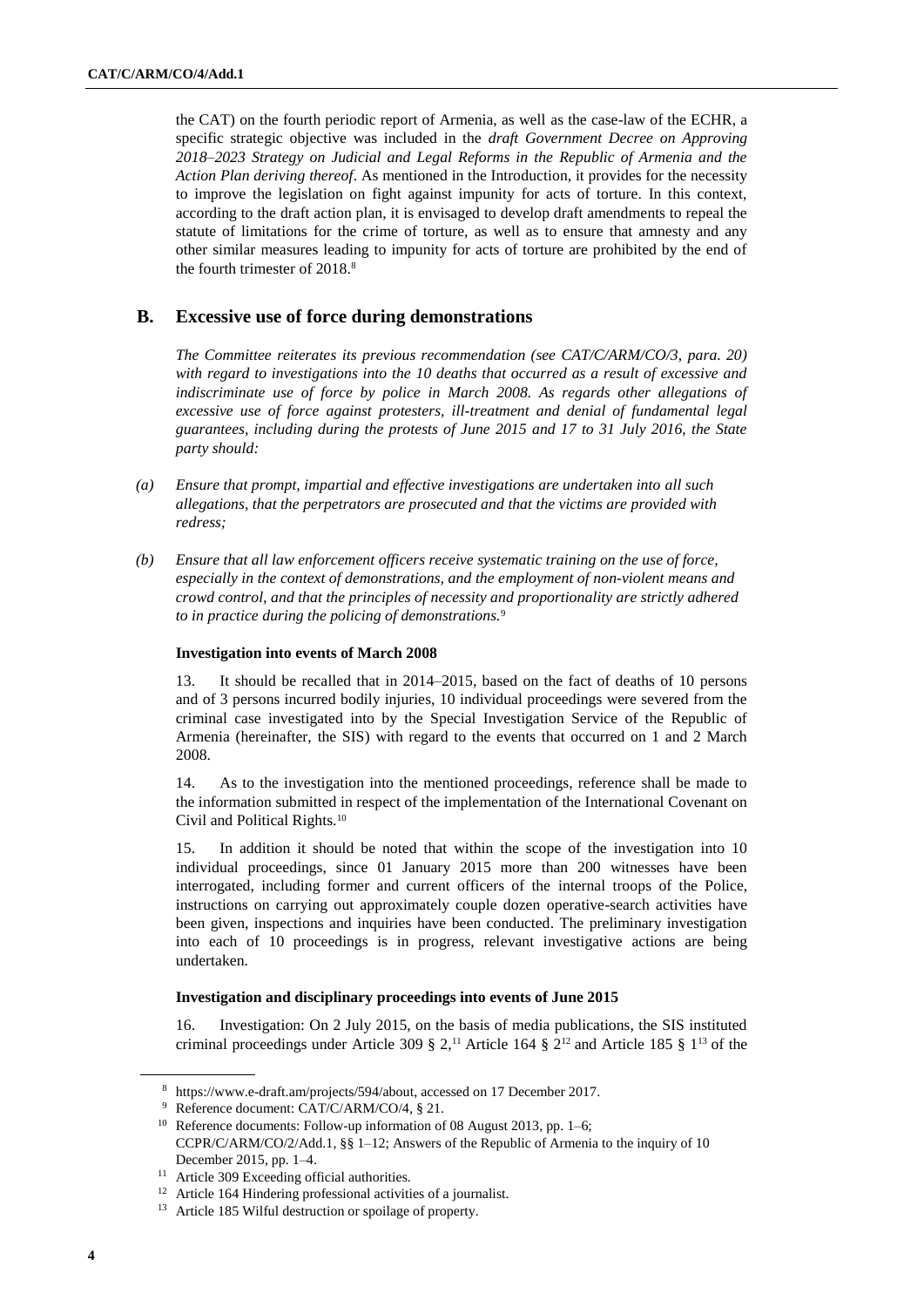the CAT) on the fourth periodic report of Armenia, as well as the case-law of the ECHR, a specific strategic objective was included in the *draft Government Decree on Approving 2018–2023 Strategy on Judicial and Legal Reforms in the Republic of Armenia and the Action Plan deriving thereof*. As mentioned in the Introduction, it provides for the necessity to improve the legislation on fight against impunity for acts of torture. In this context, according to the draft action plan, it is envisaged to develop draft amendments to repeal the statute of limitations for the crime of torture, as well as to ensure that amnesty and any other similar measures leading to impunity for acts of torture are prohibited by the end of the fourth trimester of 2018.[8]

## B. Excessive use of force during demonstrations

*The Committee reiterates its previous recommendation (see CAT/C/ARM/CO/3, para. 20) with regard to investigations into the 10 deaths that occurred as a result of excessive and indiscriminate use of force by police in March 2008. As regards other allegations of excessive use of force against protesters, ill-treatment and denial of fundamental legal guarantees, including during the protests of June 2015 and 17 to 31 July 2016, the State party should:*

*(a) Ensure that prompt, impartial and effective investigations are undertaken into all such allegations, that the perpetrators are prosecuted and that the victims are provided with redress;*

*(b) Ensure that all law enforcement officers receive systematic training on the use of force, especially in the context of demonstrations, and the employment of non-violent means and crowd control, and that the principles of necessity and proportionality are strictly adhered to in practice during the policing of demonstrations.*[9]

**Investigation into events of March 2008**

13. It should be recalled that in 2014–2015, based on the fact of deaths of 10 persons and of 3 persons incurred bodily injuries, 10 individual proceedings were severed from the criminal case investigated into by the Special Investigation Service of the Republic of Armenia (hereinafter, the SIS) with regard to the events that occurred on 1 and 2 March 2008.

14. As to the investigation into the mentioned proceedings, reference shall be made to the information submitted in respect of the implementation of the International Covenant on Civil and Political Rights.[10]

15. In addition it should be noted that within the scope of the investigation into 10 individual proceedings, since 01 January 2015 more than 200 witnesses have been interrogated, including former and current officers of the internal troops of the Police, instructions on carrying out approximately couple dozen operative-search activities have been given, inspections and inquiries have been conducted. The preliminary investigation into each of 10 proceedings is in progress, relevant investigative actions are being undertaken.

**Investigation and disciplinary proceedings into events of June 2015**

16. Investigation: On 2 July 2015, on the basis of media publications, the SIS instituted criminal proceedings under Article 309 § 2,[11] Article 164 § 2[12] and Article 185 § 1[13] of the

---

[8] https://www.e-draft.am/projects/594/about, accessed on 17 December 2017.

[9] Reference document: CAT/C/ARM/CO/4, § 21.

[10] Reference documents: Follow-up information of 08 August 2013, pp. 1–6; CCPR/C/ARM/CO/2/Add.1, §§ 1–12; Answers of the Republic of Armenia to the inquiry of 10 December 2015, pp. 1–4.

[11] Article 309 Exceeding official authorities.

[12] Article 164 Hindering professional activities of a journalist.

[13] Article 185 Wilful destruction or spoilage of property.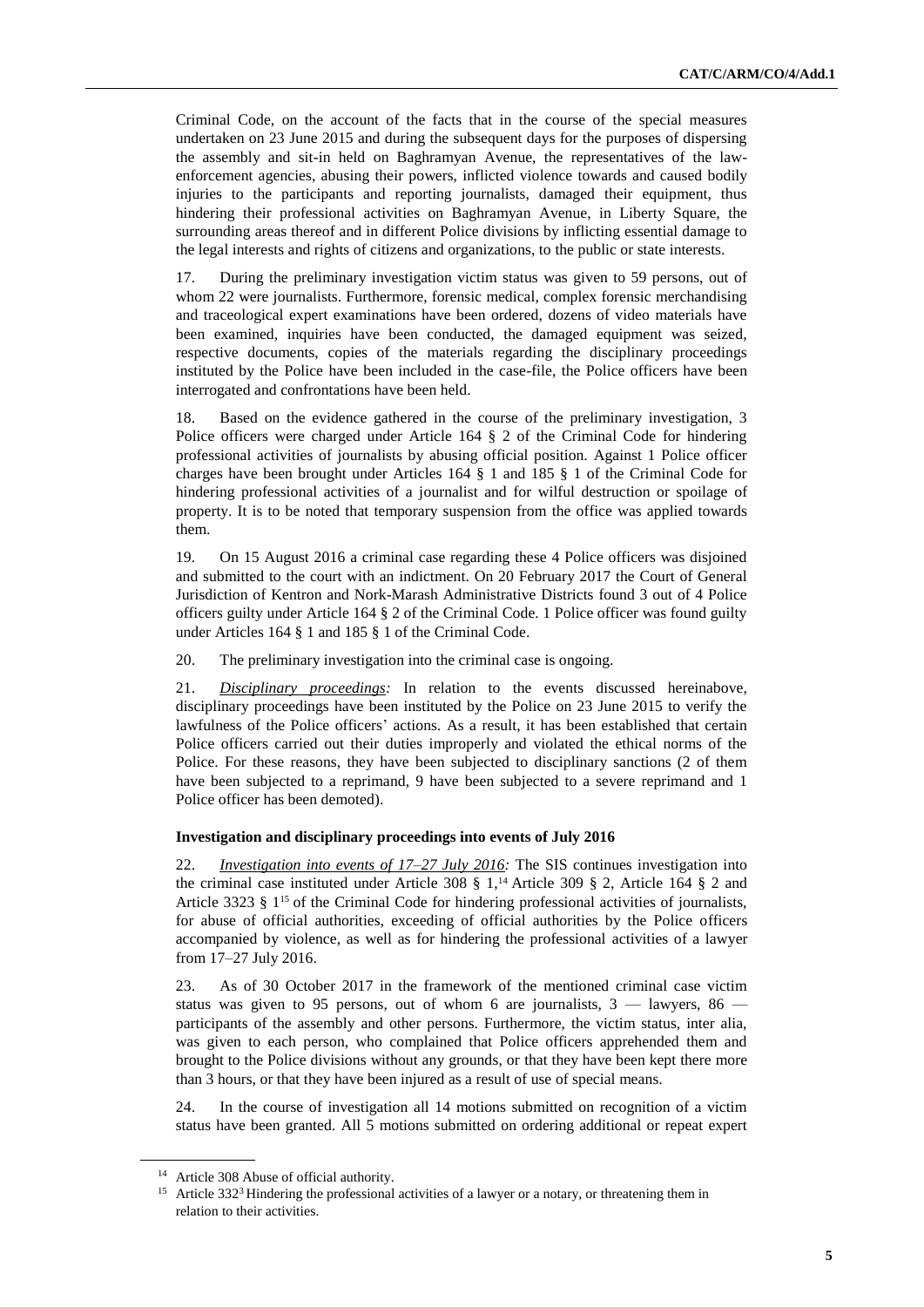Criminal Code, on the account of the facts that in the course of the special measures undertaken on 23 June 2015 and during the subsequent days for the purposes of dispersing the assembly and sit-in held on Baghramyan Avenue, the representatives of the law-enforcement agencies, abusing their powers, inflicted violence towards and caused bodily injuries to the participants and reporting journalists, damaged their equipment, thus hindering their professional activities on Baghramyan Avenue, in Liberty Square, the surrounding areas thereof and in different Police divisions by inflicting essential damage to the legal interests and rights of citizens and organizations, to the public or state interests.

17. During the preliminary investigation victim status was given to 59 persons, out of whom 22 were journalists. Furthermore, forensic medical, complex forensic merchandising and traceological expert examinations have been ordered, dozens of video materials have been examined, inquiries have been conducted, the damaged equipment was seized, respective documents, copies of the materials regarding the disciplinary proceedings instituted by the Police have been included in the case-file, the Police officers have been interrogated and confrontations have been held.

18. Based on the evidence gathered in the course of the preliminary investigation, 3 Police officers were charged under Article 164 § 2 of the Criminal Code for hindering professional activities of journalists by abusing official position. Against 1 Police officer charges have been brought under Articles 164 § 1 and 185 § 1 of the Criminal Code for hindering professional activities of a journalist and for wilful destruction or spoilage of property. It is to be noted that temporary suspension from the office was applied towards them.

19. On 15 August 2016 a criminal case regarding these 4 Police officers was disjoined and submitted to the court with an indictment. On 20 February 2017 the Court of General Jurisdiction of Kentron and Nork-Marash Administrative Districts found 3 out of 4 Police officers guilty under Article 164 § 2 of the Criminal Code. 1 Police officer was found guilty under Articles 164 § 1 and 185 § 1 of the Criminal Code.

20. The preliminary investigation into the criminal case is ongoing.

21. ***Disciplinary proceedings:*** In relation to the events discussed hereinabove, disciplinary proceedings have been instituted by the Police on 23 June 2015 to verify the lawfulness of the Police officers' actions. As a result, it has been established that certain Police officers carried out their duties improperly and violated the ethical norms of the Police. For these reasons, they have been subjected to disciplinary sanctions (2 of them have been subjected to a reprimand, 9 have been subjected to a severe reprimand and 1 Police officer has been demoted).

### Investigation and disciplinary proceedings into events of July 2016

22. ***Investigation into events of 17–27 July 2016:*** The SIS continues investigation into the criminal case instituted under Article 308 § 1,[14] Article 309 § 2, Article 164 § 2 and Article 332[3] § 1[15] of the Criminal Code for hindering professional activities of journalists, for abuse of official authorities, exceeding of official authorities by the Police officers accompanied by violence, as well as for hindering the professional activities of a lawyer from 17–27 July 2016.

23. As of 30 October 2017 in the framework of the mentioned criminal case victim status was given to 95 persons, out of whom 6 are journalists, 3 — lawyers, 86 — participants of the assembly and other persons. Furthermore, the victim status, inter alia, was given to each person, who complained that Police officers apprehended them and brought to the Police divisions without any grounds, or that they have been kept there more than 3 hours, or that they have been injured as a result of use of special means.

24. In the course of investigation all 14 motions submitted on recognition of a victim status have been granted. All 5 motions submitted on ordering additional or repeat expert

---

[14] Article 308 Abuse of official authority.

[15] Article 332[3] Hindering the professional activities of a lawyer or a notary, or threatening them in relation to their activities.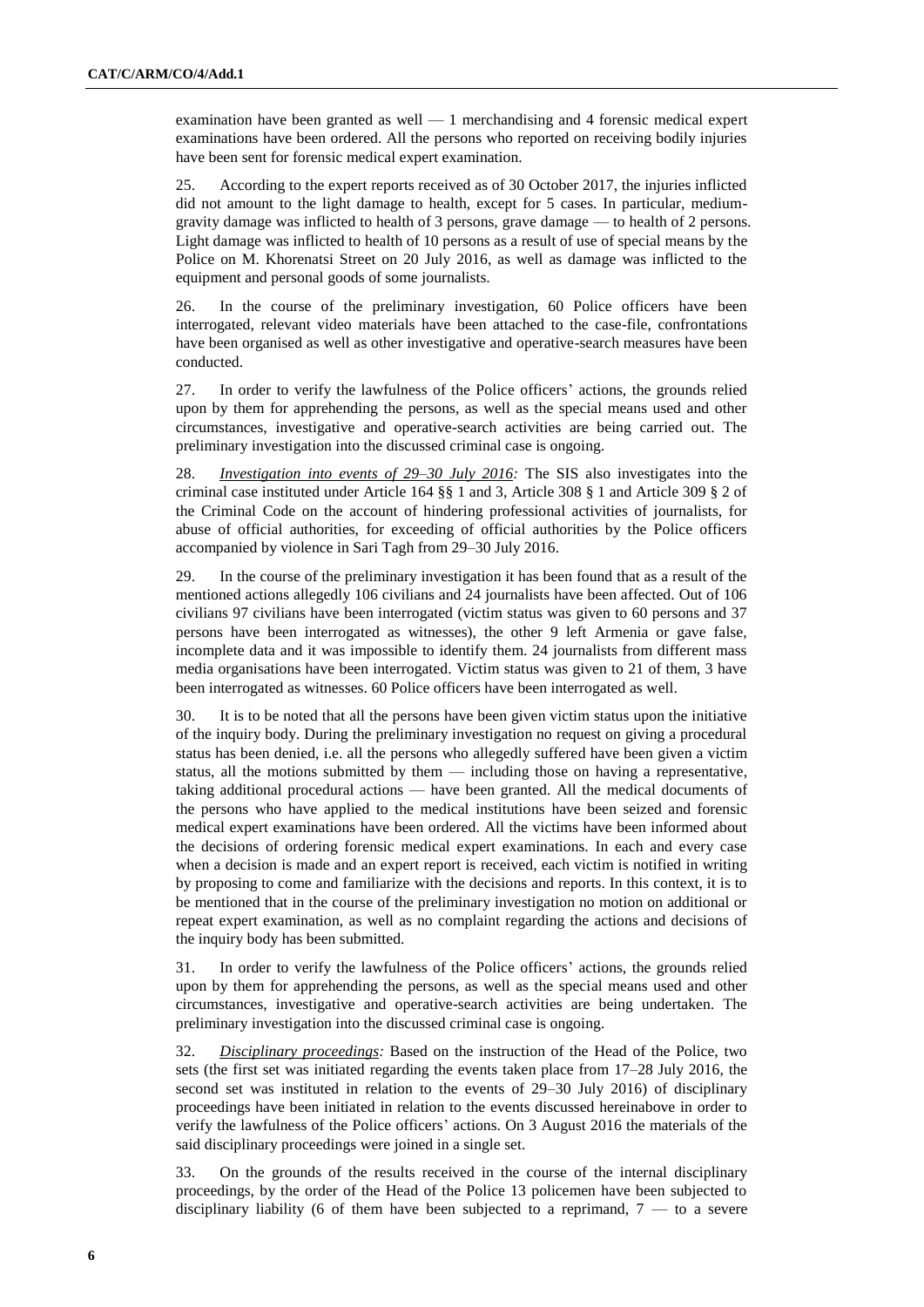examination have been granted as well — 1 merchandising and 4 forensic medical expert examinations have been ordered. All the persons who reported on receiving bodily injuries have been sent for forensic medical expert examination.

25. According to the expert reports received as of 30 October 2017, the injuries inflicted did not amount to the light damage to health, except for 5 cases. In particular, medium-gravity damage was inflicted to health of 3 persons, grave damage — to health of 2 persons. Light damage was inflicted to health of 10 persons as a result of use of special means by the Police on M. Khorenatsi Street on 20 July 2016, as well as damage was inflicted to the equipment and personal goods of some journalists.

26. In the course of the preliminary investigation, 60 Police officers have been interrogated, relevant video materials have been attached to the case-file, confrontations have been organised as well as other investigative and operative-search measures have been conducted.

27. In order to verify the lawfulness of the Police officers' actions, the grounds relied upon by them for apprehending the persons, as well as the special means used and other circumstances, investigative and operative-search activities are being carried out. The preliminary investigation into the discussed criminal case is ongoing.

28. *Investigation into events of 29–30 July 2016:* The SIS also investigates into the criminal case instituted under Article 164 §§ 1 and 3, Article 308 § 1 and Article 309 § 2 of the Criminal Code on the account of hindering professional activities of journalists, for abuse of official authorities, for exceeding of official authorities by the Police officers accompanied by violence in Sari Tagh from 29–30 July 2016.

29. In the course of the preliminary investigation it has been found that as a result of the mentioned actions allegedly 106 civilians and 24 journalists have been affected. Out of 106 civilians 97 civilians have been interrogated (victim status was given to 60 persons and 37 persons have been interrogated as witnesses), the other 9 left Armenia or gave false, incomplete data and it was impossible to identify them. 24 journalists from different mass media organisations have been interrogated. Victim status was given to 21 of them, 3 have been interrogated as witnesses. 60 Police officers have been interrogated as well.

30. It is to be noted that all the persons have been given victim status upon the initiative of the inquiry body. During the preliminary investigation no request on giving a procedural status has been denied, i.e. all the persons who allegedly suffered have been given a victim status, all the motions submitted by them — including those on having a representative, taking additional procedural actions — have been granted. All the medical documents of the persons who have applied to the medical institutions have been seized and forensic medical expert examinations have been ordered. All the victims have been informed about the decisions of ordering forensic medical expert examinations. In each and every case when a decision is made and an expert report is received, each victim is notified in writing by proposing to come and familiarize with the decisions and reports. In this context, it is to be mentioned that in the course of the preliminary investigation no motion on additional or repeat expert examination, as well as no complaint regarding the actions and decisions of the inquiry body has been submitted.

31. In order to verify the lawfulness of the Police officers' actions, the grounds relied upon by them for apprehending the persons, as well as the special means used and other circumstances, investigative and operative-search activities are being undertaken. The preliminary investigation into the discussed criminal case is ongoing.

32. *Disciplinary proceedings:* Based on the instruction of the Head of the Police, two sets (the first set was initiated regarding the events taken place from 17–28 July 2016, the second set was instituted in relation to the events of 29–30 July 2016) of disciplinary proceedings have been initiated in relation to the events discussed hereinabove in order to verify the lawfulness of the Police officers' actions. On 3 August 2016 the materials of the said disciplinary proceedings were joined in a single set.

33. On the grounds of the results received in the course of the internal disciplinary proceedings, by the order of the Head of the Police 13 policemen have been subjected to disciplinary liability (6 of them have been subjected to a reprimand, 7 — to a severe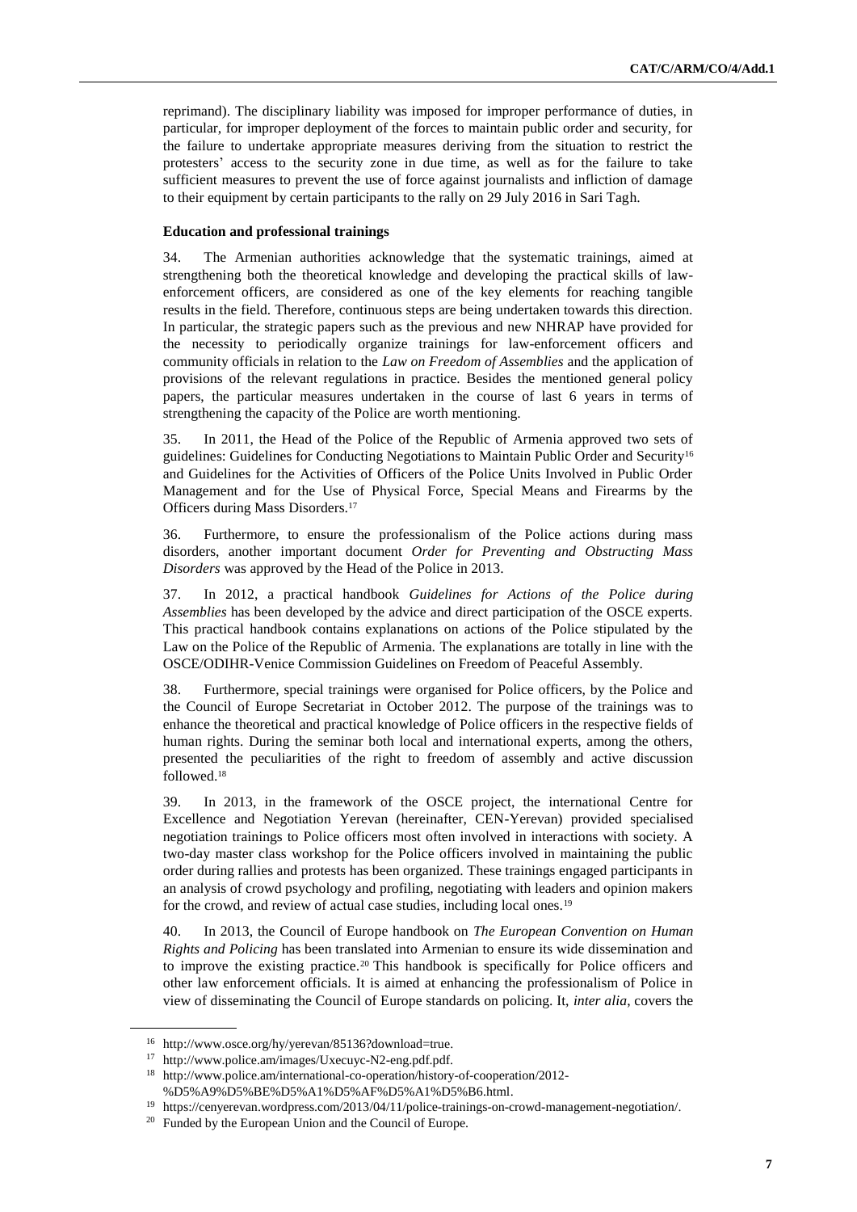reprimand). The disciplinary liability was imposed for improper performance of duties, in particular, for improper deployment of the forces to maintain public order and security, for the failure to undertake appropriate measures deriving from the situation to restrict the protesters' access to the security zone in due time, as well as for the failure to take sufficient measures to prevent the use of force against journalists and infliction of damage to their equipment by certain participants to the rally on 29 July 2016 in Sari Tagh.

**Education and professional trainings**

34. The Armenian authorities acknowledge that the systematic trainings, aimed at strengthening both the theoretical knowledge and developing the practical skills of law-enforcement officers, are considered as one of the key elements for reaching tangible results in the field. Therefore, continuous steps are being undertaken towards this direction. In particular, the strategic papers such as the previous and new NHRAP have provided for the necessity to periodically organize trainings for law-enforcement officers and community officials in relation to the *Law on Freedom of Assemblies* and the application of provisions of the relevant regulations in practice. Besides the mentioned general policy papers, the particular measures undertaken in the course of last 6 years in terms of strengthening the capacity of the Police are worth mentioning.

35. In 2011, the Head of the Police of the Republic of Armenia approved two sets of guidelines: Guidelines for Conducting Negotiations to Maintain Public Order and Security[16] and Guidelines for the Activities of Officers of the Police Units Involved in Public Order Management and for the Use of Physical Force, Special Means and Firearms by the Officers during Mass Disorders.[17]

36. Furthermore, to ensure the professionalism of the Police actions during mass disorders, another important document *Order for Preventing and Obstructing Mass Disorders* was approved by the Head of the Police in 2013.

37. In 2012, a practical handbook *Guidelines for Actions of the Police during Assemblies* has been developed by the advice and direct participation of the OSCE experts. This practical handbook contains explanations on actions of the Police stipulated by the Law on the Police of the Republic of Armenia. The explanations are totally in line with the OSCE/ODIHR-Venice Commission Guidelines on Freedom of Peaceful Assembly.

38. Furthermore, special trainings were organised for Police officers, by the Police and the Council of Europe Secretariat in October 2012. The purpose of the trainings was to enhance the theoretical and practical knowledge of Police officers in the respective fields of human rights. During the seminar both local and international experts, among the others, presented the peculiarities of the right to freedom of assembly and active discussion followed.[18]

39. In 2013, in the framework of the OSCE project, the international Centre for Excellence and Negotiation Yerevan (hereinafter, CEN-Yerevan) provided specialised negotiation trainings to Police officers most often involved in interactions with society. A two-day master class workshop for the Police officers involved in maintaining the public order during rallies and protests has been organized. These trainings engaged participants in an analysis of crowd psychology and profiling, negotiating with leaders and opinion makers for the crowd, and review of actual case studies, including local ones.[19]

40. In 2013, the Council of Europe handbook on *The European Convention on Human Rights and Policing* has been translated into Armenian to ensure its wide dissemination and to improve the existing practice.[20] This handbook is specifically for Police officers and other law enforcement officials. It is aimed at enhancing the professionalism of Police in view of disseminating the Council of Europe standards on policing. It, *inter alia*, covers the

---

[16] http://www.osce.org/hy/yerevan/85136?download=true.

[17] http://www.police.am/images/Uxecuyc-N2-eng.pdf.pdf.

[18] http://www.police.am/international-co-operation/history-of-cooperation/2012-%D5%A9%D5%BE%D5%A1%D5%AF%D5%A1%D5%B6.html.

[19] https://cenyerevan.wordpress.com/2013/04/11/police-trainings-on-crowd-management-negotiation/.

[20] Funded by the European Union and the Council of Europe.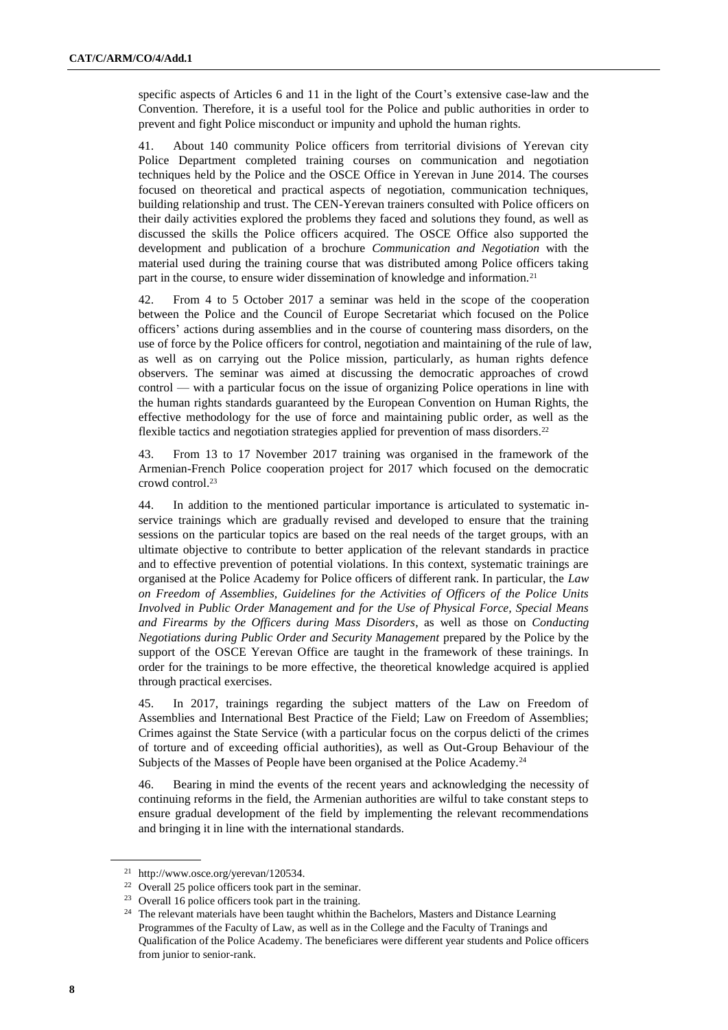specific aspects of Articles 6 and 11 in the light of the Court's extensive case-law and the Convention. Therefore, it is a useful tool for the Police and public authorities in order to prevent and fight Police misconduct or impunity and uphold the human rights.

41. About 140 community Police officers from territorial divisions of Yerevan city Police Department completed training courses on communication and negotiation techniques held by the Police and the OSCE Office in Yerevan in June 2014. The courses focused on theoretical and practical aspects of negotiation, communication techniques, building relationship and trust. The CEN-Yerevan trainers consulted with Police officers on their daily activities explored the problems they faced and solutions they found, as well as discussed the skills the Police officers acquired. The OSCE Office also supported the development and publication of a brochure *Communication and Negotiation* with the material used during the training course that was distributed among Police officers taking part in the course, to ensure wider dissemination of knowledge and information.[21]

42. From 4 to 5 October 2017 a seminar was held in the scope of the cooperation between the Police and the Council of Europe Secretariat which focused on the Police officers' actions during assemblies and in the course of countering mass disorders, on the use of force by the Police officers for control, negotiation and maintaining of the rule of law, as well as on carrying out the Police mission, particularly, as human rights defence observers. The seminar was aimed at discussing the democratic approaches of crowd control — with a particular focus on the issue of organizing Police operations in line with the human rights standards guaranteed by the European Convention on Human Rights, the effective methodology for the use of force and maintaining public order, as well as the flexible tactics and negotiation strategies applied for prevention of mass disorders.[22]

43. From 13 to 17 November 2017 training was organised in the framework of the Armenian-French Police cooperation project for 2017 which focused on the democratic crowd control.[23]

44. In addition to the mentioned particular importance is articulated to systematic in-service trainings which are gradually revised and developed to ensure that the training sessions on the particular topics are based on the real needs of the target groups, with an ultimate objective to contribute to better application of the relevant standards in practice and to effective prevention of potential violations. In this context, systematic trainings are organised at the Police Academy for Police officers of different rank. In particular, the *Law on Freedom of Assemblies, Guidelines for the Activities of Officers of the Police Units Involved in Public Order Management and for the Use of Physical Force, Special Means and Firearms by the Officers during Mass Disorders*, as well as those on *Conducting Negotiations during Public Order and Security Management* prepared by the Police by the support of the OSCE Yerevan Office are taught in the framework of these trainings. In order for the trainings to be more effective, the theoretical knowledge acquired is applied through practical exercises.

45. In 2017, trainings regarding the subject matters of the Law on Freedom of Assemblies and International Best Practice of the Field; Law on Freedom of Assemblies; Crimes against the State Service (with a particular focus on the corpus delicti of the crimes of torture and of exceeding official authorities), as well as Out-Group Behaviour of the Subjects of the Masses of People have been organised at the Police Academy.[24]

46. Bearing in mind the events of the recent years and acknowledging the necessity of continuing reforms in the field, the Armenian authorities are wilful to take constant steps to ensure gradual development of the field by implementing the relevant recommendations and bringing it in line with the international standards.

---

[21] http://www.osce.org/yerevan/120534.

[22] Overall 25 police officers took part in the seminar.

[23] Overall 16 police officers took part in the training.

[24] The relevant materials have been taught whithin the Bachelors, Masters and Distance Learning Programmes of the Faculty of Law, as well as in the College and the Faculty of Tranings and Qualification of the Police Academy. The beneficiares were different year students and Police officers from junior to senior-rank.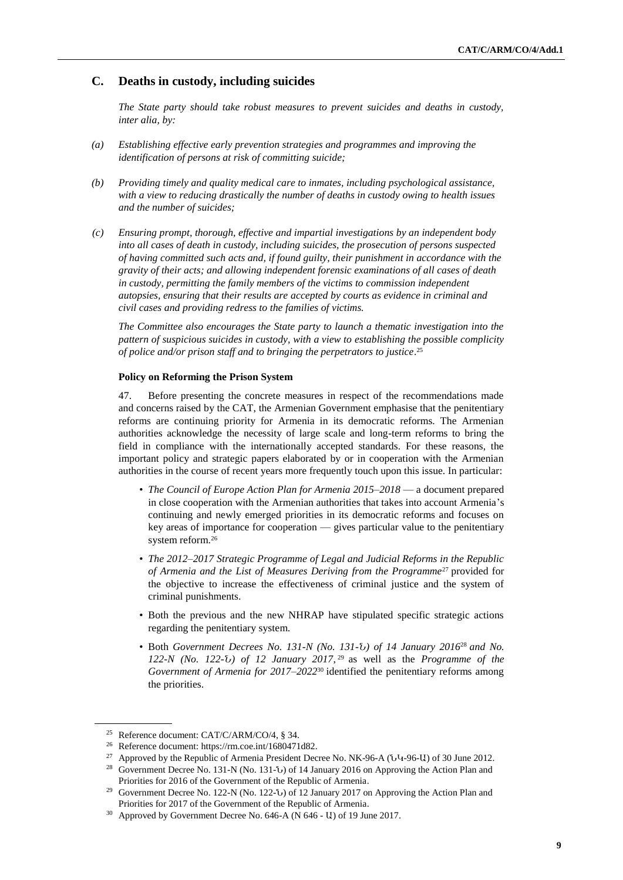## C. Deaths in custody, including suicides

*The State party should take robust measures to prevent suicides and deaths in custody, inter alia, by:*

*(a) Establishing effective early prevention strategies and programmes and improving the identification of persons at risk of committing suicide;*

*(b) Providing timely and quality medical care to inmates, including psychological assistance, with a view to reducing drastically the number of deaths in custody owing to health issues and the number of suicides;*

*(c) Ensuring prompt, thorough, effective and impartial investigations by an independent body into all cases of death in custody, including suicides, the prosecution of persons suspected of having committed such acts and, if found guilty, their punishment in accordance with the gravity of their acts; and allowing independent forensic examinations of all cases of death in custody, permitting the family members of the victims to commission independent autopsies, ensuring that their results are accepted by courts as evidence in criminal and civil cases and providing redress to the families of victims.*

*The Committee also encourages the State party to launch a thematic investigation into the pattern of suspicious suicides in custody, with a view to establishing the possible complicity of police and/or prison staff and to bringing the perpetrators to justice*.[25]

### Policy on Reforming the Prison System

47. Before presenting the concrete measures in respect of the recommendations made and concerns raised by the CAT, the Armenian Government emphasise that the penitentiary reforms are continuing priority for Armenia in its democratic reforms. The Armenian authorities acknowledge the necessity of large scale and long-term reforms to bring the field in compliance with the internationally accepted standards. For these reasons, the important policy and strategic papers elaborated by or in cooperation with the Armenian authorities in the course of recent years more frequently touch upon this issue. In particular:

- *The Council of Europe Action Plan for Armenia 2015–2018* — a document prepared in close cooperation with the Armenian authorities that takes into account Armenia's continuing and newly emerged priorities in its democratic reforms and focuses on key areas of importance for cooperation — gives particular value to the penitentiary system reform.[26]
- *The 2012–2017 Strategic Programme of Legal and Judicial Reforms in the Republic of Armenia and the List of Measures Deriving from the Programme*[27] provided for the objective to increase the effectiveness of criminal justice and the system of criminal punishments.
- Both the previous and the new NHRAP have stipulated specific strategic actions regarding the penitentiary system.
- Both *Government Decrees No. 131-N (No. 131-Ն) of 14 January 2016*[28] *and No. 122-N (No. 122-Ն) of 12 January 2017*,[29] as well as the *Programme of the Government of Armenia for 2017–2022*[30] identified the penitentiary reforms among the priorities.

---

[25] Reference document: CAT/C/ARM/CO/4, § 34.

[26] Reference document: https://rm.coe.int/1680471d82.

[27] Approved by the Republic of Armenia President Decree No. NK-96-A (ՆԿ-96-Ա) of 30 June 2012.

[28] Government Decree No. 131-N (No. 131-Ն) of 14 January 2016 on Approving the Action Plan and Priorities for 2016 of the Government of the Republic of Armenia.

[29] Government Decree No. 122-N (No. 122-Ն) of 12 January 2017 on Approving the Action Plan and Priorities for 2017 of the Government of the Republic of Armenia.

[30] Approved by Government Decree No. 646-A (N 646 - Ա) of 19 June 2017.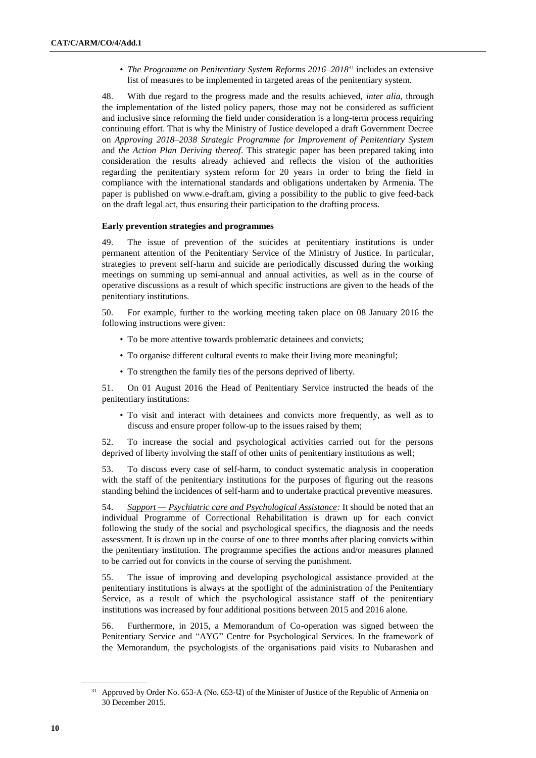- *The Programme on Penitentiary System Reforms 2016–2018*[31] includes an extensive list of measures to be implemented in targeted areas of the penitentiary system.

48. With due regard to the progress made and the results achieved, *inter alia*, through the implementation of the listed policy papers, those may not be considered as sufficient and inclusive since reforming the field under consideration is a long-term process requiring continuing effort. That is why the Ministry of Justice developed a draft Government Decree on *Approving 2018–2038 Strategic Programme for Improvement of Penitentiary System* and *the Action Plan Deriving thereof*. This strategic paper has been prepared taking into consideration the results already achieved and reflects the vision of the authorities regarding the penitentiary system reform for 20 years in order to bring the field in compliance with the international standards and obligations undertaken by Armenia. The paper is published on www.e-draft.am, giving a possibility to the public to give feed-back on the draft legal act, thus ensuring their participation to the drafting process.

**Early prevention strategies and programmes**

49. The issue of prevention of the suicides at penitentiary institutions is under permanent attention of the Penitentiary Service of the Ministry of Justice. In particular, strategies to prevent self-harm and suicide are periodically discussed during the working meetings on summing up semi-annual and annual activities, as well as in the course of operative discussions as a result of which specific instructions are given to the heads of the penitentiary institutions.

50. For example, further to the working meeting taken place on 08 January 2016 the following instructions were given:

- To be more attentive towards problematic detainees and convicts;
- To organise different cultural events to make their living more meaningful;
- To strengthen the family ties of the persons deprived of liberty.

51. On 01 August 2016 the Head of Penitentiary Service instructed the heads of the penitentiary institutions:

- To visit and interact with detainees and convicts more frequently, as well as to discuss and ensure proper follow-up to the issues raised by them;

52. To increase the social and psychological activities carried out for the persons deprived of liberty involving the staff of other units of penitentiary institutions as well;

53. To discuss every case of self-harm, to conduct systematic analysis in cooperation with the staff of the penitentiary institutions for the purposes of figuring out the reasons standing behind the incidences of self-harm and to undertake practical preventive measures.

54. *Support — Psychiatric care and Psychological Assistance:* It should be noted that an individual Programme of Correctional Rehabilitation is drawn up for each convict following the study of the social and psychological specifics, the diagnosis and the needs assessment. It is drawn up in the course of one to three months after placing convicts within the penitentiary institution. The programme specifies the actions and/or measures planned to be carried out for convicts in the course of serving the punishment.

55. The issue of improving and developing psychological assistance provided at the penitentiary institutions is always at the spotlight of the administration of the Penitentiary Service, as a result of which the psychological assistance staff of the penitentiary institutions was increased by four additional positions between 2015 and 2016 alone.

56. Furthermore, in 2015, a Memorandum of Co-operation was signed between the Penitentiary Service and "AYG" Centre for Psychological Services. In the framework of the Memorandum, the psychologists of the organisations paid visits to Nubarashen and

[31] Approved by Order No. 653-A (No. 653-Ա) of the Minister of Justice of the Republic of Armenia on 30 December 2015.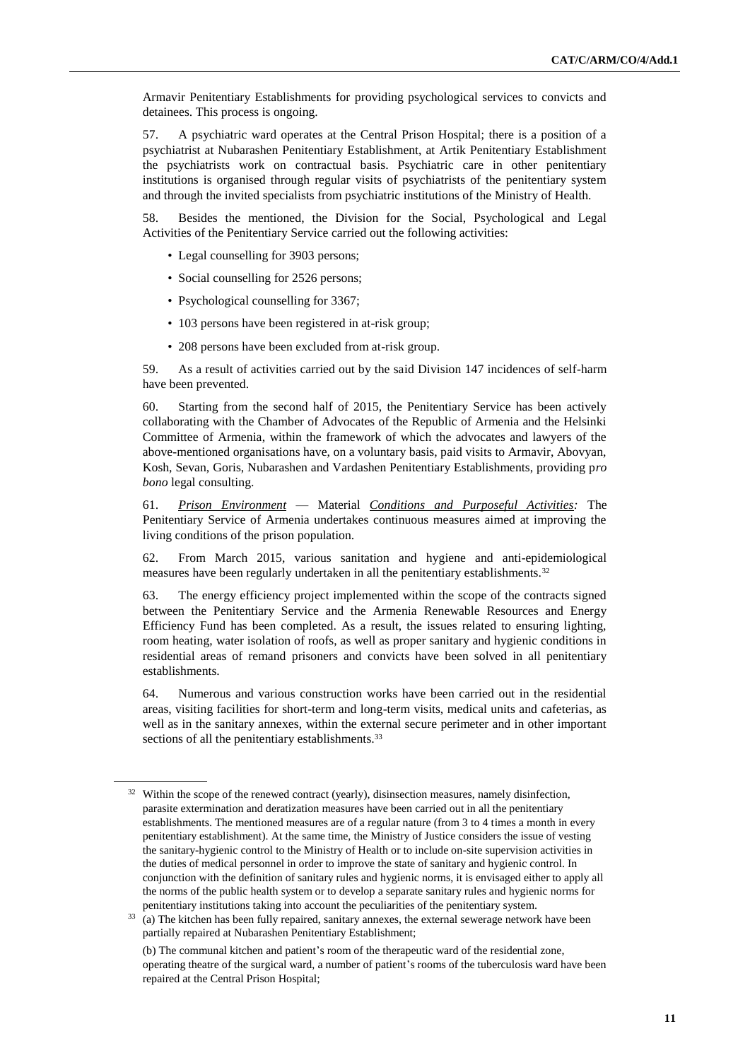Armavir Penitentiary Establishments for providing psychological services to convicts and detainees. This process is ongoing.

57. A psychiatric ward operates at the Central Prison Hospital; there is a position of a psychiatrist at Nubarashen Penitentiary Establishment, at Artik Penitentiary Establishment the psychiatrists work on contractual basis. Psychiatric care in other penitentiary institutions is organised through regular visits of psychiatrists of the penitentiary system and through the invited specialists from psychiatric institutions of the Ministry of Health.

58. Besides the mentioned, the Division for the Social, Psychological and Legal Activities of the Penitentiary Service carried out the following activities:

- Legal counselling for 3903 persons;
- Social counselling for 2526 persons;
- Psychological counselling for 3367;
- 103 persons have been registered in at-risk group;
- 208 persons have been excluded from at-risk group.

59. As a result of activities carried out by the said Division 147 incidences of self-harm have been prevented.

60. Starting from the second half of 2015, the Penitentiary Service has been actively collaborating with the Chamber of Advocates of the Republic of Armenia and the Helsinki Committee of Armenia, within the framework of which the advocates and lawyers of the above-mentioned organisations have, on a voluntary basis, paid visits to Armavir, Abovyan, Kosh, Sevan, Goris, Nubarashen and Vardashen Penitentiary Establishments, providing p*ro bono* legal consulting.

61. *Prison Environment* — Material *Conditions and Purposeful Activities:* The Penitentiary Service of Armenia undertakes continuous measures aimed at improving the living conditions of the prison population.

62. From March 2015, various sanitation and hygiene and anti-epidemiological measures have been regularly undertaken in all the penitentiary establishments.[32]

63. The energy efficiency project implemented within the scope of the contracts signed between the Penitentiary Service and the Armenia Renewable Resources and Energy Efficiency Fund has been completed. As a result, the issues related to ensuring lighting, room heating, water isolation of roofs, as well as proper sanitary and hygienic conditions in residential areas of remand prisoners and convicts have been solved in all penitentiary establishments.

64. Numerous and various construction works have been carried out in the residential areas, visiting facilities for short-term and long-term visits, medical units and cafeterias, as well as in the sanitary annexes, within the external secure perimeter and in other important sections of all the penitentiary establishments.[33]

---

[32] Within the scope of the renewed contract (yearly), disinsection measures, namely disinfection, parasite extermination and deratization measures have been carried out in all the penitentiary establishments. The mentioned measures are of a regular nature (from 3 to 4 times a month in every penitentiary establishment). At the same time, the Ministry of Justice considers the issue of vesting the sanitary-hygienic control to the Ministry of Health or to include on-site supervision activities in the duties of medical personnel in order to improve the state of sanitary and hygienic control. In conjunction with the definition of sanitary rules and hygienic norms, it is envisaged either to apply all the norms of the public health system or to develop a separate sanitary rules and hygienic norms for penitentiary institutions taking into account the peculiarities of the penitentiary system.

[33] (a) The kitchen has been fully repaired, sanitary annexes, the external sewerage network have been partially repaired at Nubarashen Penitentiary Establishment;

(b) The communal kitchen and patient's room of the therapeutic ward of the residential zone, operating theatre of the surgical ward, a number of patient's rooms of the tuberculosis ward have been repaired at the Central Prison Hospital;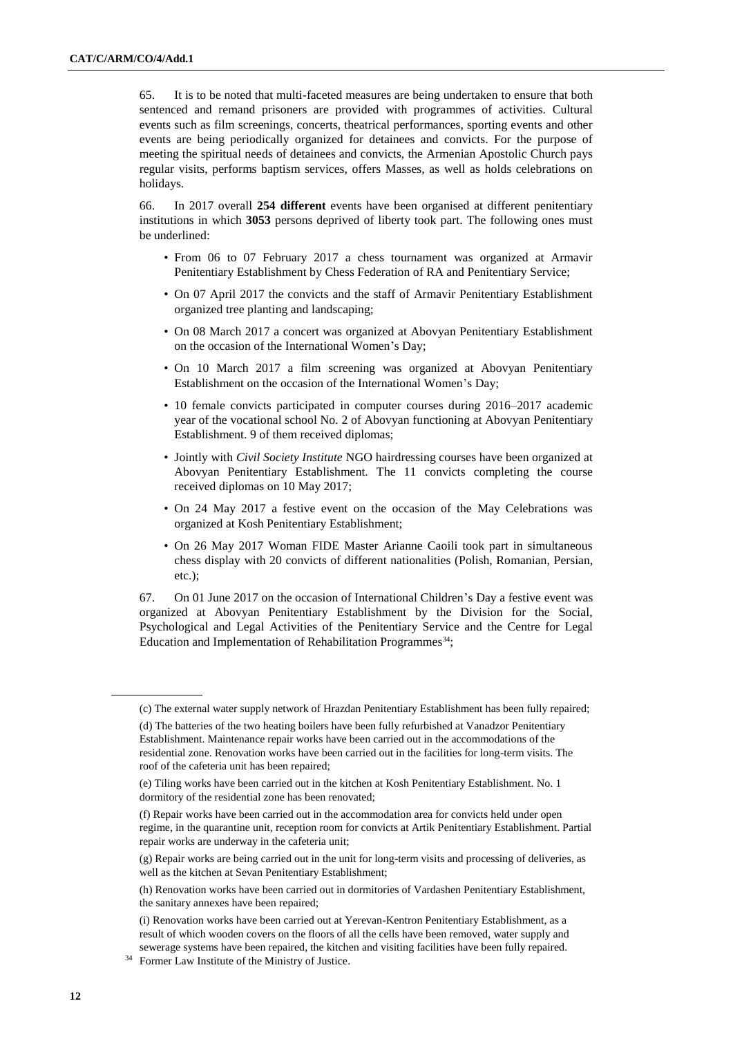65. It is to be noted that multi-faceted measures are being undertaken to ensure that both sentenced and remand prisoners are provided with programmes of activities. Cultural events such as film screenings, concerts, theatrical performances, sporting events and other events are being periodically organized for detainees and convicts. For the purpose of meeting the spiritual needs of detainees and convicts, the Armenian Apostolic Church pays regular visits, performs baptism services, offers Masses, as well as holds celebrations on holidays.

66. In 2017 overall **254 different** events have been organised at different penitentiary institutions in which **3053** persons deprived of liberty took part. The following ones must be underlined:

- From 06 to 07 February 2017 a chess tournament was organized at Armavir Penitentiary Establishment by Chess Federation of RA and Penitentiary Service;
- On 07 April 2017 the convicts and the staff of Armavir Penitentiary Establishment organized tree planting and landscaping;
- On 08 March 2017 a concert was organized at Abovyan Penitentiary Establishment on the occasion of the International Women's Day;
- On 10 March 2017 a film screening was organized at Abovyan Penitentiary Establishment on the occasion of the International Women's Day;
- 10 female convicts participated in computer courses during 2016–2017 academic year of the vocational school No. 2 of Abovyan functioning at Abovyan Penitentiary Establishment. 9 of them received diplomas;
- Jointly with *Civil Society Institute* NGO hairdressing courses have been organized at Abovyan Penitentiary Establishment. The 11 convicts completing the course received diplomas on 10 May 2017;
- On 24 May 2017 a festive event on the occasion of the May Celebrations was organized at Kosh Penitentiary Establishment;
- On 26 May 2017 Woman FIDE Master Arianne Caoili took part in simultaneous chess display with 20 convicts of different nationalities (Polish, Romanian, Persian, etc.);

67. On 01 June 2017 on the occasion of International Children's Day a festive event was organized at Abovyan Penitentiary Establishment by the Division for the Social, Psychological and Legal Activities of the Penitentiary Service and the Centre for Legal Education and Implementation of Rehabilitation Programmes[34];

(c) The external water supply network of Hrazdan Penitentiary Establishment has been fully repaired;

(d) The batteries of the two heating boilers have been fully refurbished at Vanadzor Penitentiary Establishment. Maintenance repair works have been carried out in the accommodations of the residential zone. Renovation works have been carried out in the facilities for long-term visits. The roof of the cafeteria unit has been repaired;

(e) Tiling works have been carried out in the kitchen at Kosh Penitentiary Establishment. No. 1 dormitory of the residential zone has been renovated;

(f) Repair works have been carried out in the accommodation area for convicts held under open regime, in the quarantine unit, reception room for convicts at Artik Penitentiary Establishment. Partial repair works are underway in the cafeteria unit;

(g) Repair works are being carried out in the unit for long-term visits and processing of deliveries, as well as the kitchen at Sevan Penitentiary Establishment;

(h) Renovation works have been carried out in dormitories of Vardashen Penitentiary Establishment, the sanitary annexes have been repaired;

(i) Renovation works have been carried out at Yerevan-Kentron Penitentiary Establishment, as a result of which wooden covers on the floors of all the cells have been removed, water supply and sewerage systems have been repaired, the kitchen and visiting facilities have been fully repaired.

[34] Former Law Institute of the Ministry of Justice.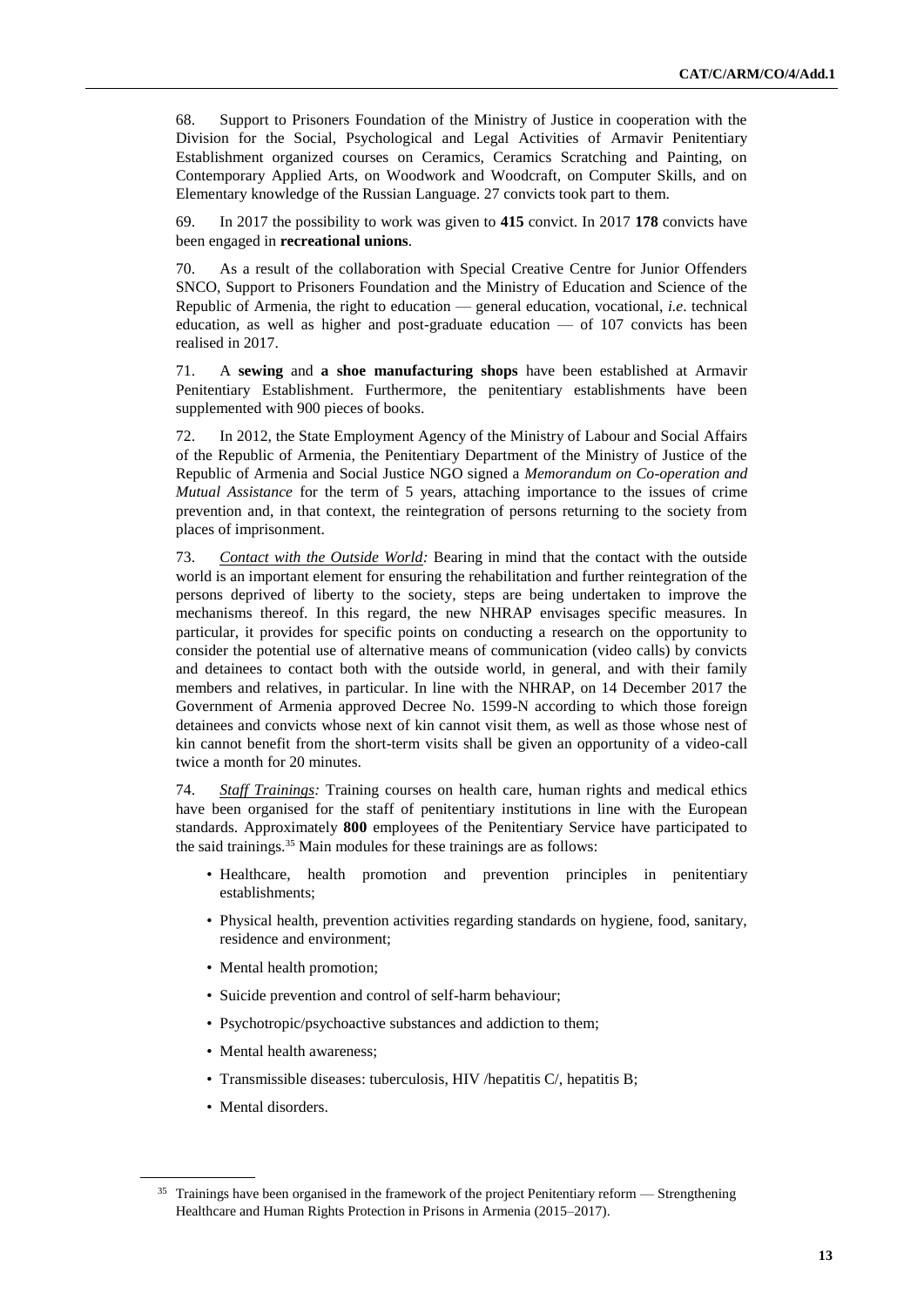68. Support to Prisoners Foundation of the Ministry of Justice in cooperation with the Division for the Social, Psychological and Legal Activities of Armavir Penitentiary Establishment organized courses on Ceramics, Ceramics Scratching and Painting, on Contemporary Applied Arts, on Woodwork and Woodcraft, on Computer Skills, and on Elementary knowledge of the Russian Language. 27 convicts took part to them.

69. In 2017 the possibility to work was given to **415** convict. In 2017 **178** convicts have been engaged in **recreational unions**.

70. As a result of the collaboration with Special Creative Centre for Junior Offenders SNCO, Support to Prisoners Foundation and the Ministry of Education and Science of the Republic of Armenia, the right to education — general education, vocational, *i.e*. technical education, as well as higher and post-graduate education — of 107 convicts has been realised in 2017.

71. A **sewing** and **a shoe manufacturing shops** have been established at Armavir Penitentiary Establishment. Furthermore, the penitentiary establishments have been supplemented with 900 pieces of books.

72. In 2012, the State Employment Agency of the Ministry of Labour and Social Affairs of the Republic of Armenia, the Penitentiary Department of the Ministry of Justice of the Republic of Armenia and Social Justice NGO signed a *Memorandum on Co-operation and Mutual Assistance* for the term of 5 years, attaching importance to the issues of crime prevention and, in that context, the reintegration of persons returning to the society from places of imprisonment.

73. *Contact with the Outside World:* Bearing in mind that the contact with the outside world is an important element for ensuring the rehabilitation and further reintegration of the persons deprived of liberty to the society, steps are being undertaken to improve the mechanisms thereof. In this regard, the new NHRAP envisages specific measures. In particular, it provides for specific points on conducting a research on the opportunity to consider the potential use of alternative means of communication (video calls) by convicts and detainees to contact both with the outside world, in general, and with their family members and relatives, in particular. In line with the NHRAP, on 14 December 2017 the Government of Armenia approved Decree No. 1599-N according to which those foreign detainees and convicts whose next of kin cannot visit them, as well as those whose nest of kin cannot benefit from the short-term visits shall be given an opportunity of a video-call twice a month for 20 minutes.

74. *Staff Trainings:* Training courses on health care, human rights and medical ethics have been organised for the staff of penitentiary institutions in line with the European standards. Approximately **800** employees of the Penitentiary Service have participated to the said trainings.[35] Main modules for these trainings are as follows:

- Healthcare, health promotion and prevention principles in penitentiary establishments;
- Physical health, prevention activities regarding standards on hygiene, food, sanitary, residence and environment;
- Mental health promotion;
- Suicide prevention and control of self-harm behaviour;
- Psychotropic/psychoactive substances and addiction to them;
- Mental health awareness;
- Transmissible diseases: tuberculosis, HIV /hepatitis C/, hepatitis B;
- Mental disorders.

[35] Trainings have been organised in the framework of the project Penitentiary reform — Strengthening Healthcare and Human Rights Protection in Prisons in Armenia (2015–2017).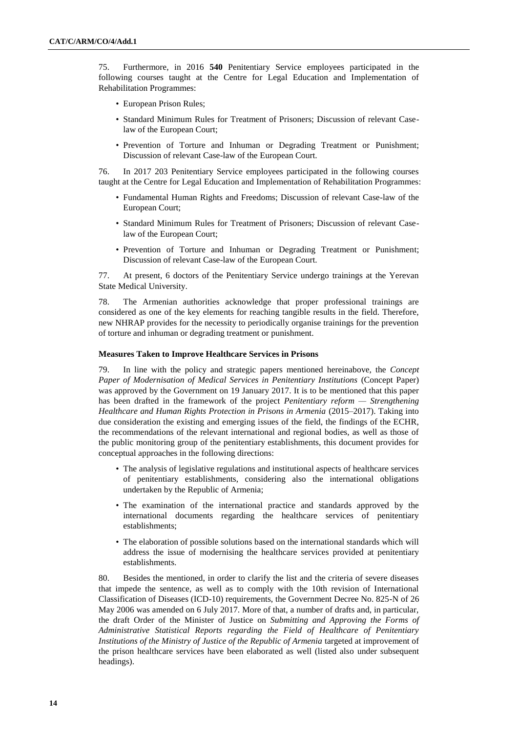75. Furthermore, in 2016 **540** Penitentiary Service employees participated in the following courses taught at the Centre for Legal Education and Implementation of Rehabilitation Programmes:

- European Prison Rules;
- Standard Minimum Rules for Treatment of Prisoners; Discussion of relevant Case-law of the European Court;
- Prevention of Torture and Inhuman or Degrading Treatment or Punishment; Discussion of relevant Case-law of the European Court.

76. In 2017 203 Penitentiary Service employees participated in the following courses taught at the Centre for Legal Education and Implementation of Rehabilitation Programmes:

- Fundamental Human Rights and Freedoms; Discussion of relevant Case-law of the European Court;
- Standard Minimum Rules for Treatment of Prisoners; Discussion of relevant Case-law of the European Court;
- Prevention of Torture and Inhuman or Degrading Treatment or Punishment; Discussion of relevant Case-law of the European Court.

77. At present, 6 doctors of the Penitentiary Service undergo trainings at the Yerevan State Medical University.

78. The Armenian authorities acknowledge that proper professional trainings are considered as one of the key elements for reaching tangible results in the field. Therefore, new NHRAP provides for the necessity to periodically organise trainings for the prevention of torture and inhuman or degrading treatment or punishment.

**Measures Taken to Improve Healthcare Services in Prisons**

79. In line with the policy and strategic papers mentioned hereinabove, the *Concept Paper of Modernisation of Medical Services in Penitentiary Institutions* (Concept Paper) was approved by the Government on 19 January 2017. It is to be mentioned that this paper has been drafted in the framework of the project *Penitentiary reform — Strengthening Healthcare and Human Rights Protection in Prisons in Armenia* (2015–2017). Taking into due consideration the existing and emerging issues of the field, the findings of the ECHR, the recommendations of the relevant international and regional bodies, as well as those of the public monitoring group of the penitentiary establishments, this document provides for conceptual approaches in the following directions:

- The analysis of legislative regulations and institutional aspects of healthcare services of penitentiary establishments, considering also the international obligations undertaken by the Republic of Armenia;
- The examination of the international practice and standards approved by the international documents regarding the healthcare services of penitentiary establishments;
- The elaboration of possible solutions based on the international standards which will address the issue of modernising the healthcare services provided at penitentiary establishments.

80. Besides the mentioned, in order to clarify the list and the criteria of severe diseases that impede the sentence, as well as to comply with the 10th revision of International Classification of Diseases (ICD-10) requirements, the Government Decree No. 825-N of 26 May 2006 was amended on 6 July 2017. More of that, a number of drafts and, in particular, the draft Order of the Minister of Justice on *Submitting and Approving the Forms of Administrative Statistical Reports regarding the Field of Healthcare of Penitentiary Institutions of the Ministry of Justice of the Republic of Armenia* targeted at improvement of the prison healthcare services have been elaborated as well (listed also under subsequent headings).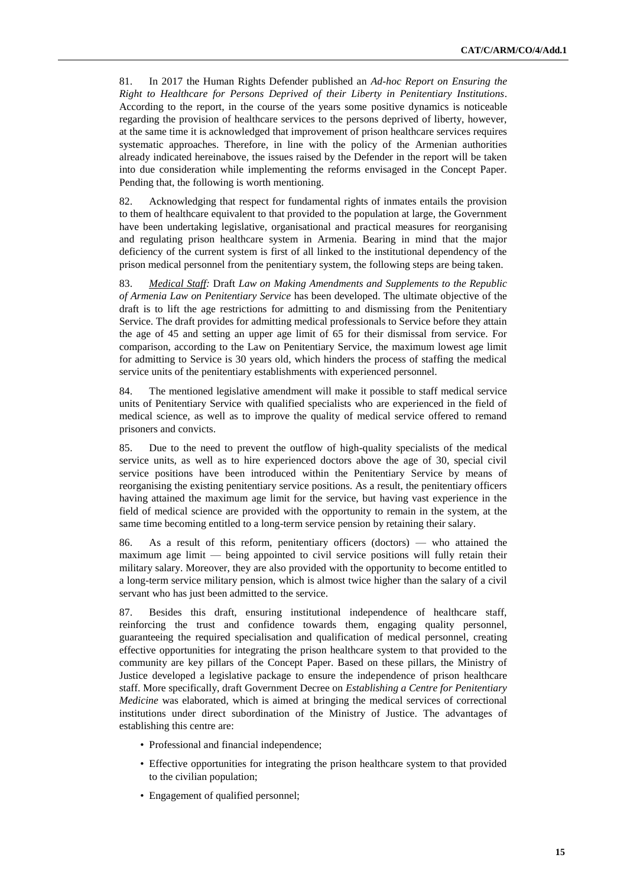81. In 2017 the Human Rights Defender published an *Ad-hoc Report on Ensuring the Right to Healthcare for Persons Deprived of their Liberty in Penitentiary Institutions*. According to the report, in the course of the years some positive dynamics is noticeable regarding the provision of healthcare services to the persons deprived of liberty, however, at the same time it is acknowledged that improvement of prison healthcare services requires systematic approaches. Therefore, in line with the policy of the Armenian authorities already indicated hereinabove, the issues raised by the Defender in the report will be taken into due consideration while implementing the reforms envisaged in the Concept Paper. Pending that, the following is worth mentioning.

82. Acknowledging that respect for fundamental rights of inmates entails the provision to them of healthcare equivalent to that provided to the population at large, the Government have been undertaking legislative, organisational and practical measures for reorganising and regulating prison healthcare system in Armenia. Bearing in mind that the major deficiency of the current system is first of all linked to the institutional dependency of the prison medical personnel from the penitentiary system, the following steps are being taken.

83. *Medical Staff:* Draft *Law on Making Amendments and Supplements to the Republic of Armenia Law on Penitentiary Service* has been developed. The ultimate objective of the draft is to lift the age restrictions for admitting to and dismissing from the Penitentiary Service. The draft provides for admitting medical professionals to Service before they attain the age of 45 and setting an upper age limit of 65 for their dismissal from service. For comparison, according to the Law on Penitentiary Service, the maximum lowest age limit for admitting to Service is 30 years old, which hinders the process of staffing the medical service units of the penitentiary establishments with experienced personnel.

84. The mentioned legislative amendment will make it possible to staff medical service units of Penitentiary Service with qualified specialists who are experienced in the field of medical science, as well as to improve the quality of medical service offered to remand prisoners and convicts.

85. Due to the need to prevent the outflow of high-quality specialists of the medical service units, as well as to hire experienced doctors above the age of 30, special civil service positions have been introduced within the Penitentiary Service by means of reorganising the existing penitentiary service positions. As a result, the penitentiary officers having attained the maximum age limit for the service, but having vast experience in the field of medical science are provided with the opportunity to remain in the system, at the same time becoming entitled to a long-term service pension by retaining their salary.

86. As a result of this reform, penitentiary officers (doctors) — who attained the maximum age limit — being appointed to civil service positions will fully retain their military salary. Moreover, they are also provided with the opportunity to become entitled to a long-term service military pension, which is almost twice higher than the salary of a civil servant who has just been admitted to the service.

87. Besides this draft, ensuring institutional independence of healthcare staff, reinforcing the trust and confidence towards them, engaging quality personnel, guaranteeing the required specialisation and qualification of medical personnel, creating effective opportunities for integrating the prison healthcare system to that provided to the community are key pillars of the Concept Paper. Based on these pillars, the Ministry of Justice developed a legislative package to ensure the independence of prison healthcare staff. More specifically, draft Government Decree on *Establishing a Centre for Penitentiary Medicine* was elaborated, which is aimed at bringing the medical services of correctional institutions under direct subordination of the Ministry of Justice. The advantages of establishing this centre are:

- Professional and financial independence;
- Effective opportunities for integrating the prison healthcare system to that provided to the civilian population;
- Engagement of qualified personnel;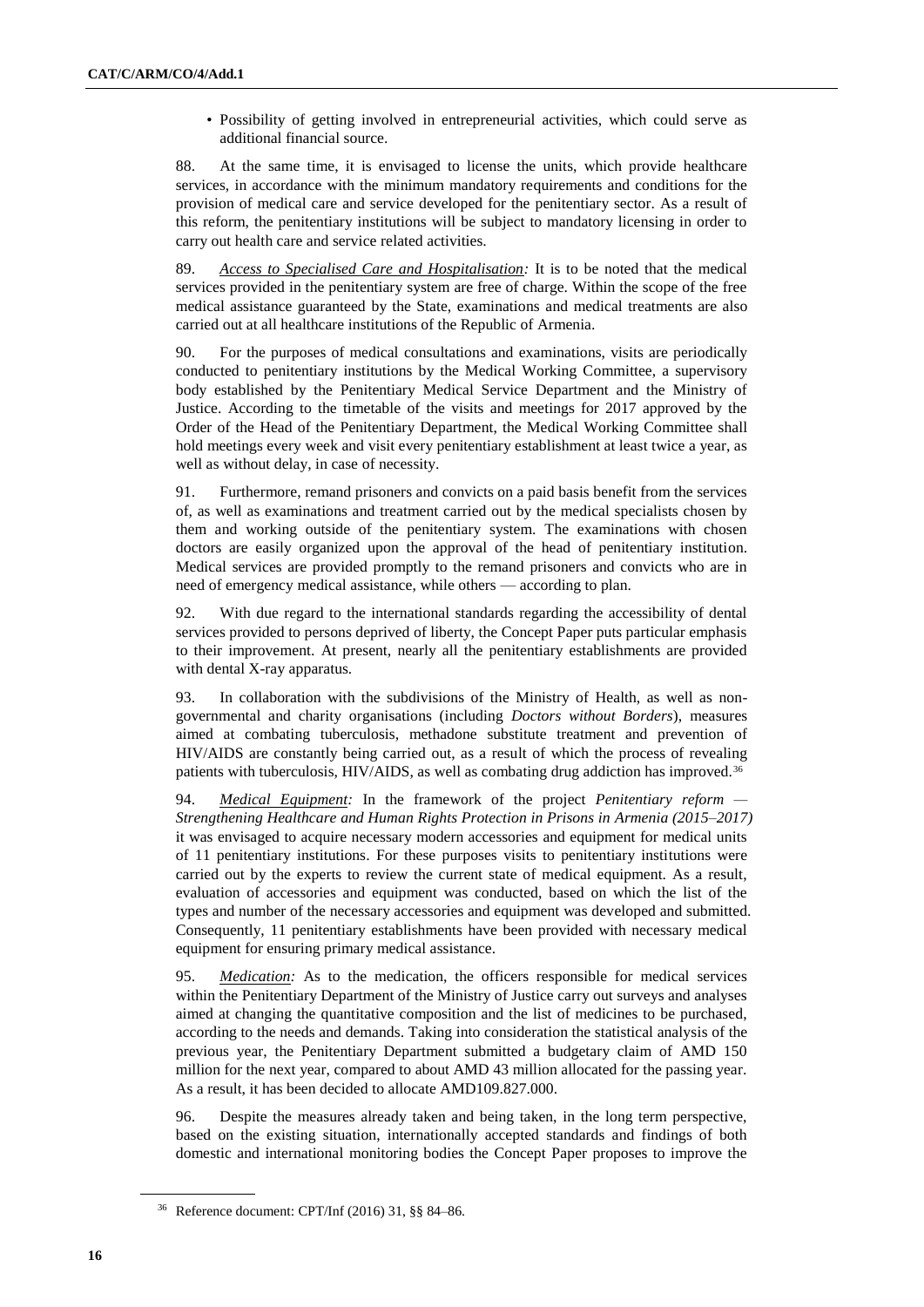- Possibility of getting involved in entrepreneurial activities, which could serve as additional financial source.

88. At the same time, it is envisaged to license the units, which provide healthcare services, in accordance with the minimum mandatory requirements and conditions for the provision of medical care and service developed for the penitentiary sector. As a result of this reform, the penitentiary institutions will be subject to mandatory licensing in order to carry out health care and service related activities.

89. *Access to Specialised Care and Hospitalisation:* It is to be noted that the medical services provided in the penitentiary system are free of charge. Within the scope of the free medical assistance guaranteed by the State, examinations and medical treatments are also carried out at all healthcare institutions of the Republic of Armenia.

90. For the purposes of medical consultations and examinations, visits are periodically conducted to penitentiary institutions by the Medical Working Committee, a supervisory body established by the Penitentiary Medical Service Department and the Ministry of Justice. According to the timetable of the visits and meetings for 2017 approved by the Order of the Head of the Penitentiary Department, the Medical Working Committee shall hold meetings every week and visit every penitentiary establishment at least twice a year, as well as without delay, in case of necessity.

91. Furthermore, remand prisoners and convicts on a paid basis benefit from the services of, as well as examinations and treatment carried out by the medical specialists chosen by them and working outside of the penitentiary system. The examinations with chosen doctors are easily organized upon the approval of the head of penitentiary institution. Medical services are provided promptly to the remand prisoners and convicts who are in need of emergency medical assistance, while others — according to plan.

92. With due regard to the international standards regarding the accessibility of dental services provided to persons deprived of liberty, the Concept Paper puts particular emphasis to their improvement. At present, nearly all the penitentiary establishments are provided with dental X-ray apparatus.

93. In collaboration with the subdivisions of the Ministry of Health, as well as non-governmental and charity organisations (including *Doctors without Borders*), measures aimed at combating tuberculosis, methadone substitute treatment and prevention of HIV/AIDS are constantly being carried out, as a result of which the process of revealing patients with tuberculosis, HIV/AIDS, as well as combating drug addiction has improved.[36]

94. *Medical Equipment:* In the framework of the project *Penitentiary reform — Strengthening Healthcare and Human Rights Protection in Prisons in Armenia (2015–2017)* it was envisaged to acquire necessary modern accessories and equipment for medical units of 11 penitentiary institutions. For these purposes visits to penitentiary institutions were carried out by the experts to review the current state of medical equipment. As a result, evaluation of accessories and equipment was conducted, based on which the list of the types and number of the necessary accessories and equipment was developed and submitted. Consequently, 11 penitentiary establishments have been provided with necessary medical equipment for ensuring primary medical assistance.

95. *Medication:* As to the medication, the officers responsible for medical services within the Penitentiary Department of the Ministry of Justice carry out surveys and analyses aimed at changing the quantitative composition and the list of medicines to be purchased, according to the needs and demands. Taking into consideration the statistical analysis of the previous year, the Penitentiary Department submitted a budgetary claim of AMD 150 million for the next year, compared to about AMD 43 million allocated for the passing year. As a result, it has been decided to allocate AMD109.827.000.

96. Despite the measures already taken and being taken, in the long term perspective, based on the existing situation, internationally accepted standards and findings of both domestic and international monitoring bodies the Concept Paper proposes to improve the

[36] Reference document: CPT/Inf (2016) 31, §§ 84–86.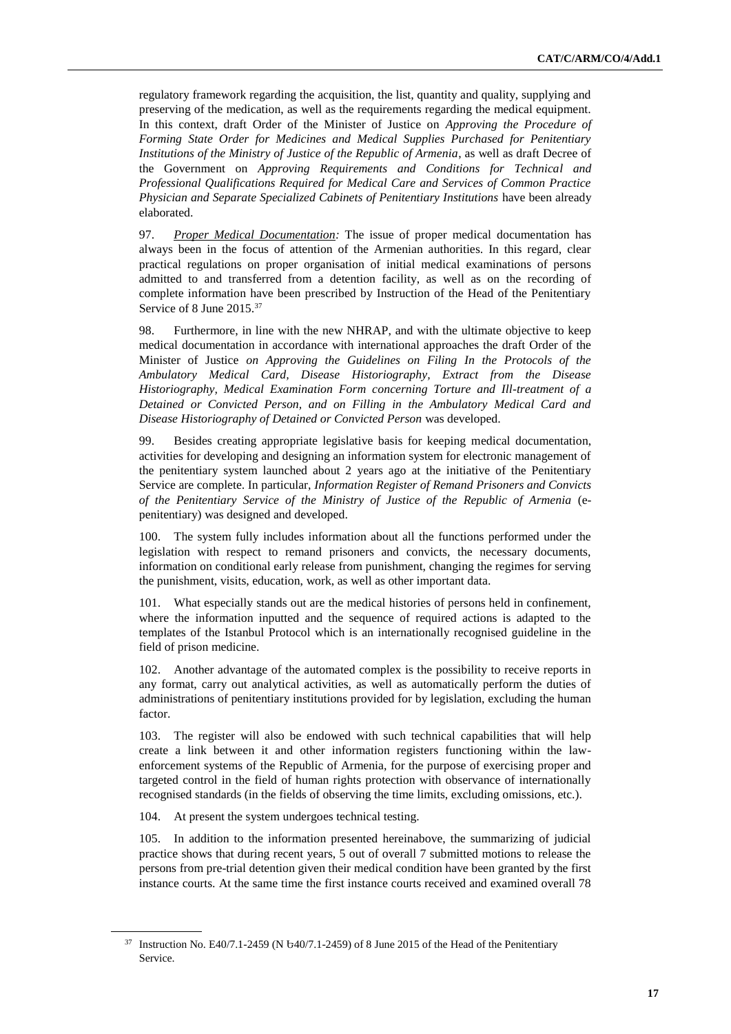regulatory framework regarding the acquisition, the list, quantity and quality, supplying and preserving of the medication, as well as the requirements regarding the medical equipment. In this context, draft Order of the Minister of Justice on *Approving the Procedure of Forming State Order for Medicines and Medical Supplies Purchased for Penitentiary Institutions of the Ministry of Justice of the Republic of Armenia*, as well as draft Decree of the Government on *Approving Requirements and Conditions for Technical and Professional Qualifications Required for Medical Care and Services of Common Practice Physician and Separate Specialized Cabinets of Penitentiary Institutions* have been already elaborated.

97. *Proper Medical Documentation:* The issue of proper medical documentation has always been in the focus of attention of the Armenian authorities. In this regard, clear practical regulations on proper organisation of initial medical examinations of persons admitted to and transferred from a detention facility, as well as on the recording of complete information have been prescribed by Instruction of the Head of the Penitentiary Service of 8 June 2015.[37]

98. Furthermore, in line with the new NHRAP, and with the ultimate objective to keep medical documentation in accordance with international approaches the draft Order of the Minister of Justice *on Approving the Guidelines on Filing In the Protocols of the Ambulatory Medical Card, Disease Historiography, Extract from the Disease Historiography, Medical Examination Form concerning Torture and Ill-treatment of a Detained or Convicted Person, and on Filling in the Ambulatory Medical Card and Disease Historiography of Detained or Convicted Person* was developed.

99. Besides creating appropriate legislative basis for keeping medical documentation, activities for developing and designing an information system for electronic management of the penitentiary system launched about 2 years ago at the initiative of the Penitentiary Service are complete. In particular, *Information Register of Remand Prisoners and Convicts of the Penitentiary Service of the Ministry of Justice of the Republic of Armenia* (e-penitentiary) was designed and developed.

100. The system fully includes information about all the functions performed under the legislation with respect to remand prisoners and convicts, the necessary documents, information on conditional early release from punishment, changing the regimes for serving the punishment, visits, education, work, as well as other important data.

101. What especially stands out are the medical histories of persons held in confinement, where the information inputted and the sequence of required actions is adapted to the templates of the Istanbul Protocol which is an internationally recognised guideline in the field of prison medicine.

102. Another advantage of the automated complex is the possibility to receive reports in any format, carry out analytical activities, as well as automatically perform the duties of administrations of penitentiary institutions provided for by legislation, excluding the human factor.

103. The register will also be endowed with such technical capabilities that will help create a link between it and other information registers functioning within the law-enforcement systems of the Republic of Armenia, for the purpose of exercising proper and targeted control in the field of human rights protection with observance of internationally recognised standards (in the fields of observing the time limits, excluding omissions, etc.).

104. At present the system undergoes technical testing.

105. In addition to the information presented hereinabove, the summarizing of judicial practice shows that during recent years, 5 out of overall 7 submitted motions to release the persons from pre-trial detention given their medical condition have been granted by the first instance courts. At the same time the first instance courts received and examined overall 78

---

[37] Instruction No. E40/7.1-2459 (N Ե40/7.1-2459) of 8 June 2015 of the Head of the Penitentiary Service.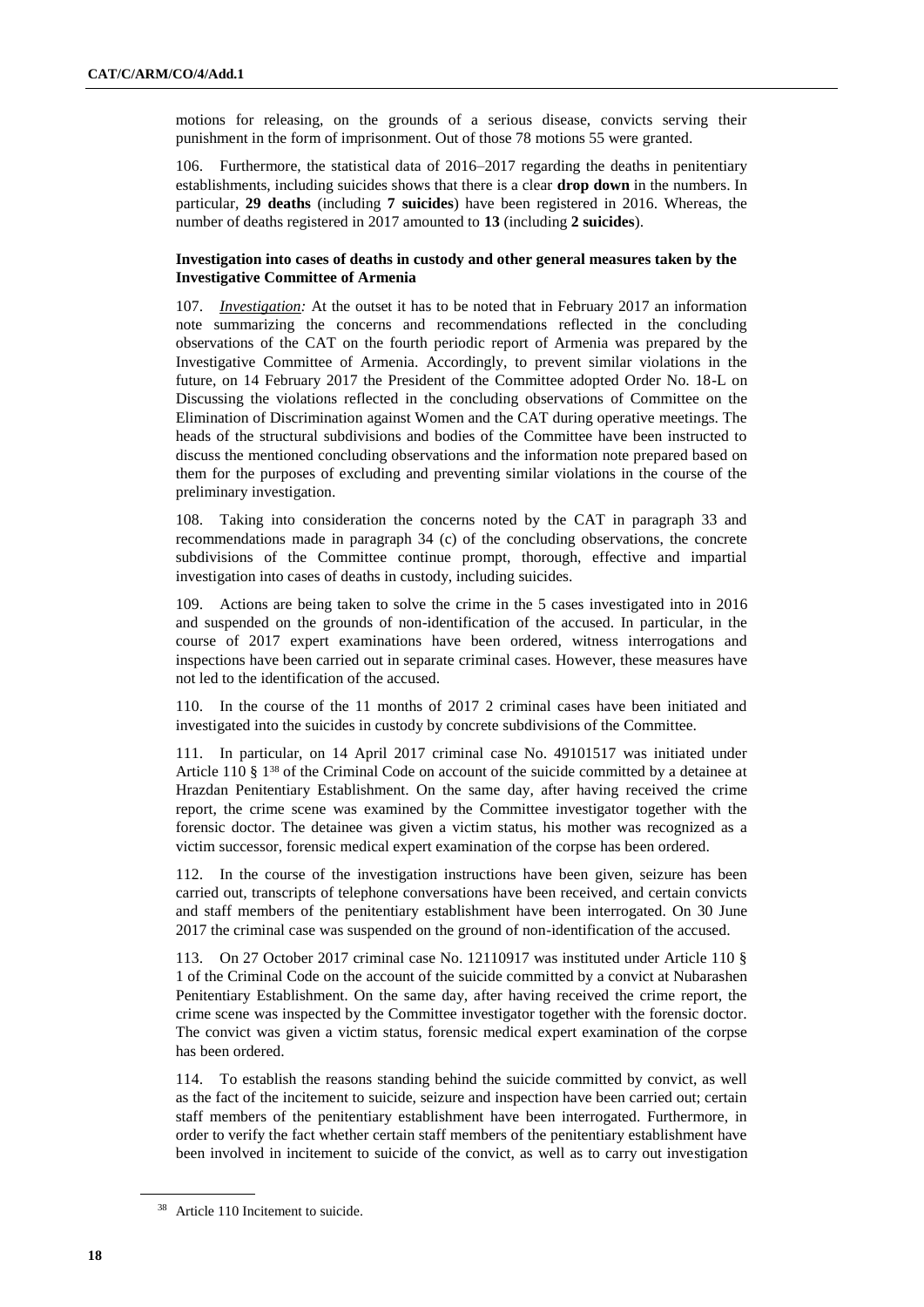motions for releasing, on the grounds of a serious disease, convicts serving their punishment in the form of imprisonment. Out of those 78 motions 55 were granted.

106. Furthermore, the statistical data of 2016–2017 regarding the deaths in penitentiary establishments, including suicides shows that there is a clear **drop down** in the numbers. In particular, **29 deaths** (including **7 suicides**) have been registered in 2016. Whereas, the number of deaths registered in 2017 amounted to **13** (including **2 suicides**).

### Investigation into cases of deaths in custody and other general measures taken by the Investigative Committee of Armenia

107. *Investigation:* At the outset it has to be noted that in February 2017 an information note summarizing the concerns and recommendations reflected in the concluding observations of the CAT on the fourth periodic report of Armenia was prepared by the Investigative Committee of Armenia. Accordingly, to prevent similar violations in the future, on 14 February 2017 the President of the Committee adopted Order No. 18-L on Discussing the violations reflected in the concluding observations of Committee on the Elimination of Discrimination against Women and the CAT during operative meetings. The heads of the structural subdivisions and bodies of the Committee have been instructed to discuss the mentioned concluding observations and the information note prepared based on them for the purposes of excluding and preventing similar violations in the course of the preliminary investigation.

108. Taking into consideration the concerns noted by the CAT in paragraph 33 and recommendations made in paragraph 34 (c) of the concluding observations, the concrete subdivisions of the Committee continue prompt, thorough, effective and impartial investigation into cases of deaths in custody, including suicides.

109. Actions are being taken to solve the crime in the 5 cases investigated into in 2016 and suspended on the grounds of non-identification of the accused. In particular, in the course of 2017 expert examinations have been ordered, witness interrogations and inspections have been carried out in separate criminal cases. However, these measures have not led to the identification of the accused.

110. In the course of the 11 months of 2017 2 criminal cases have been initiated and investigated into the suicides in custody by concrete subdivisions of the Committee.

111. In particular, on 14 April 2017 criminal case No. 49101517 was initiated under Article 110 § 1[38] of the Criminal Code on account of the suicide committed by a detainee at Hrazdan Penitentiary Establishment. On the same day, after having received the crime report, the crime scene was examined by the Committee investigator together with the forensic doctor. The detainee was given a victim status, his mother was recognized as a victim successor, forensic medical expert examination of the corpse has been ordered.

112. In the course of the investigation instructions have been given, seizure has been carried out, transcripts of telephone conversations have been received, and certain convicts and staff members of the penitentiary establishment have been interrogated. On 30 June 2017 the criminal case was suspended on the ground of non-identification of the accused.

113. On 27 October 2017 criminal case No. 12110917 was instituted under Article 110 § 1 of the Criminal Code on the account of the suicide committed by a convict at Nubarashen Penitentiary Establishment. On the same day, after having received the crime report, the crime scene was inspected by the Committee investigator together with the forensic doctor. The convict was given a victim status, forensic medical expert examination of the corpse has been ordered.

114. To establish the reasons standing behind the suicide committed by convict, as well as the fact of the incitement to suicide, seizure and inspection have been carried out; certain staff members of the penitentiary establishment have been interrogated. Furthermore, in order to verify the fact whether certain staff members of the penitentiary establishment have been involved in incitement to suicide of the convict, as well as to carry out investigation

---

[38] Article 110 Incitement to suicide.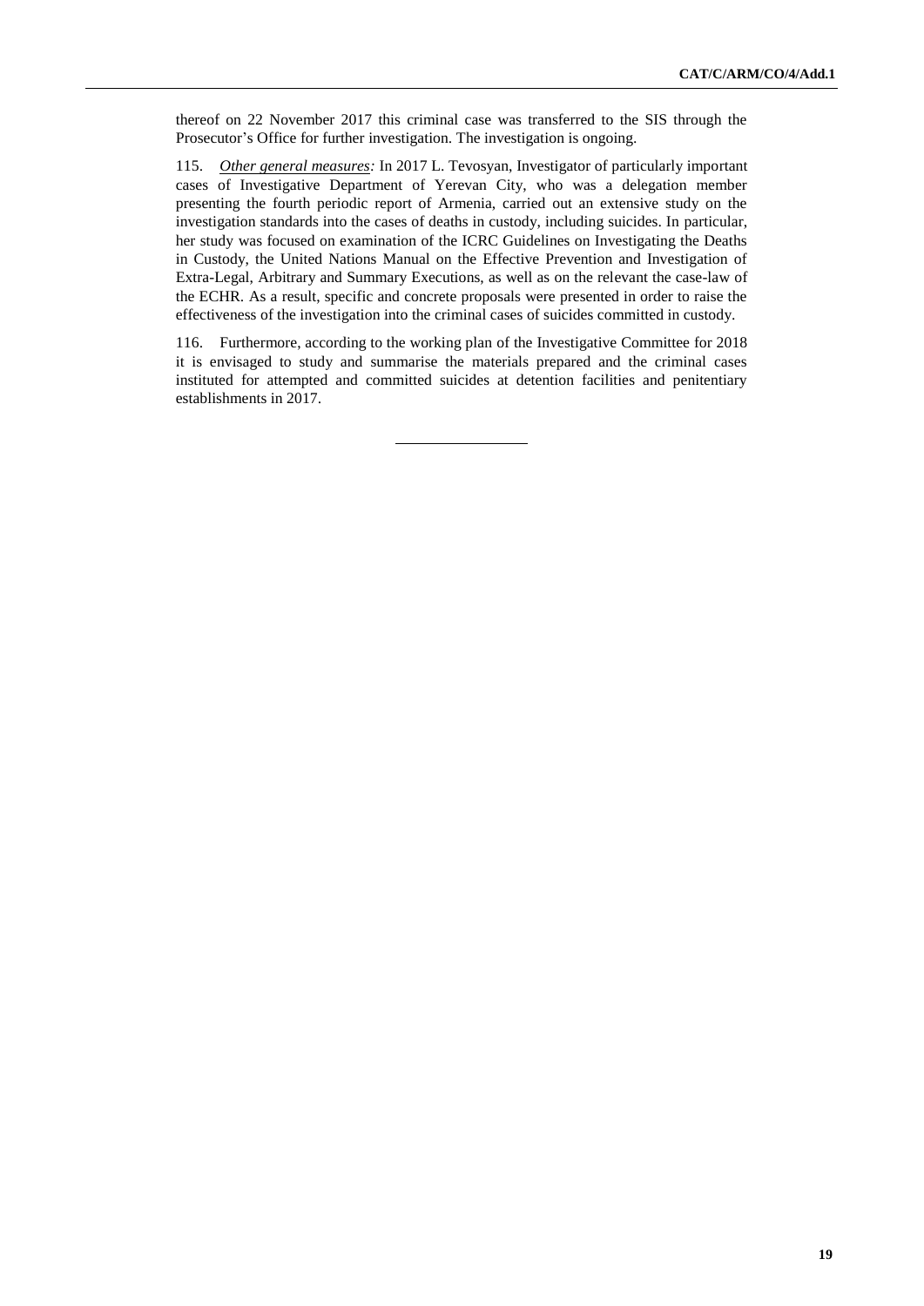thereof on 22 November 2017 this criminal case was transferred to the SIS through the Prosecutor's Office for further investigation. The investigation is ongoing.

115. *Other general measures:* In 2017 L. Tevosyan, Investigator of particularly important cases of Investigative Department of Yerevan City, who was a delegation member presenting the fourth periodic report of Armenia, carried out an extensive study on the investigation standards into the cases of deaths in custody, including suicides. In particular, her study was focused on examination of the ICRC Guidelines on Investigating the Deaths in Custody, the United Nations Manual on the Effective Prevention and Investigation of Extra-Legal, Arbitrary and Summary Executions, as well as on the relevant the case-law of the ECHR. As a result, specific and concrete proposals were presented in order to raise the effectiveness of the investigation into the criminal cases of suicides committed in custody.

116. Furthermore, according to the working plan of the Investigative Committee for 2018 it is envisaged to study and summarise the materials prepared and the criminal cases instituted for attempted and committed suicides at detention facilities and penitentiary establishments in 2017.